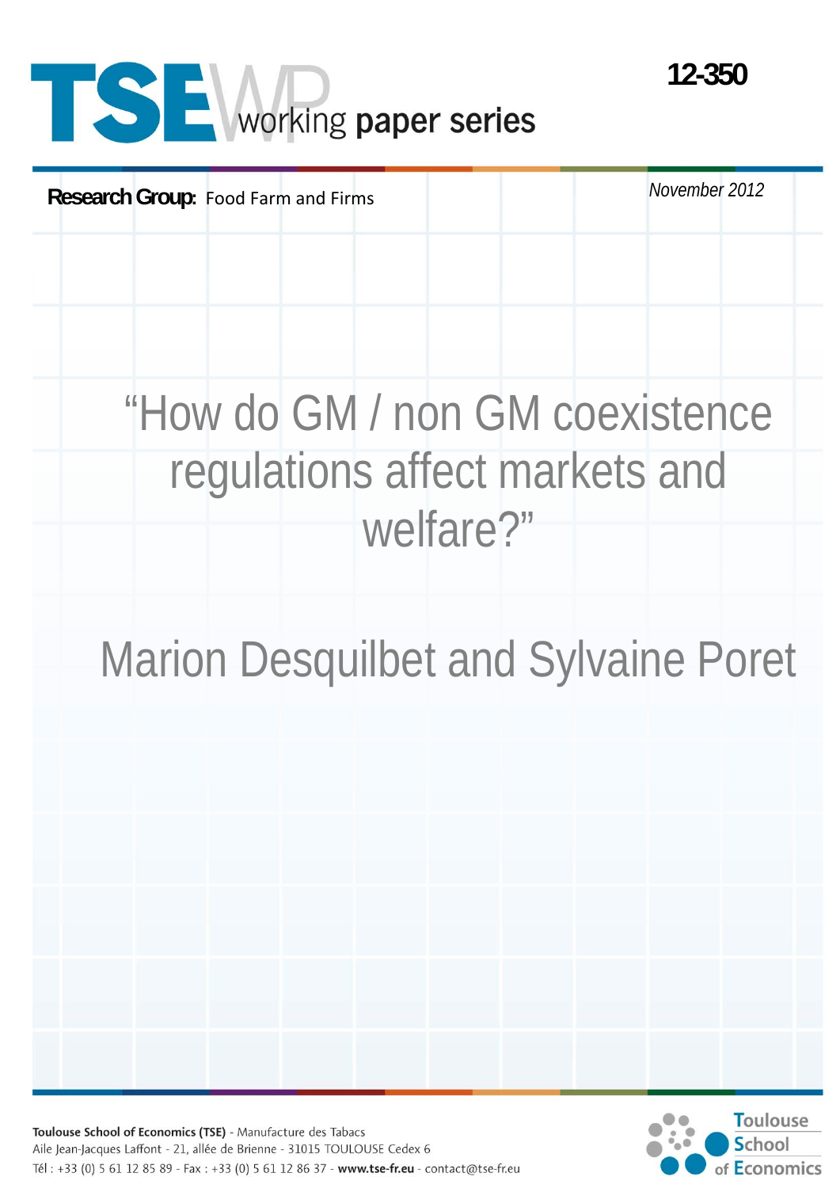# TSE WP working paper series

12-350

**Research Group:** Food Farm and Firms

*November 2012*

# "How do GM / non GM coexistence regulations affect markets and welfare?"

## Marion Desquilbet and Sylvaine Poret

**Toulouse School of Economics (TSE)** - Manufacture des Tabacs
Aile Jean-Jacques Laffont - 21, allée de Brienne - 31015 TOULOUSE Cedex 6
Tél : +33 (0) 5 61 12 85 89 - Fax : +33 (0) 5 61 12 86 37 - **www.tse-fr.eu** - contact@tse-fr.eu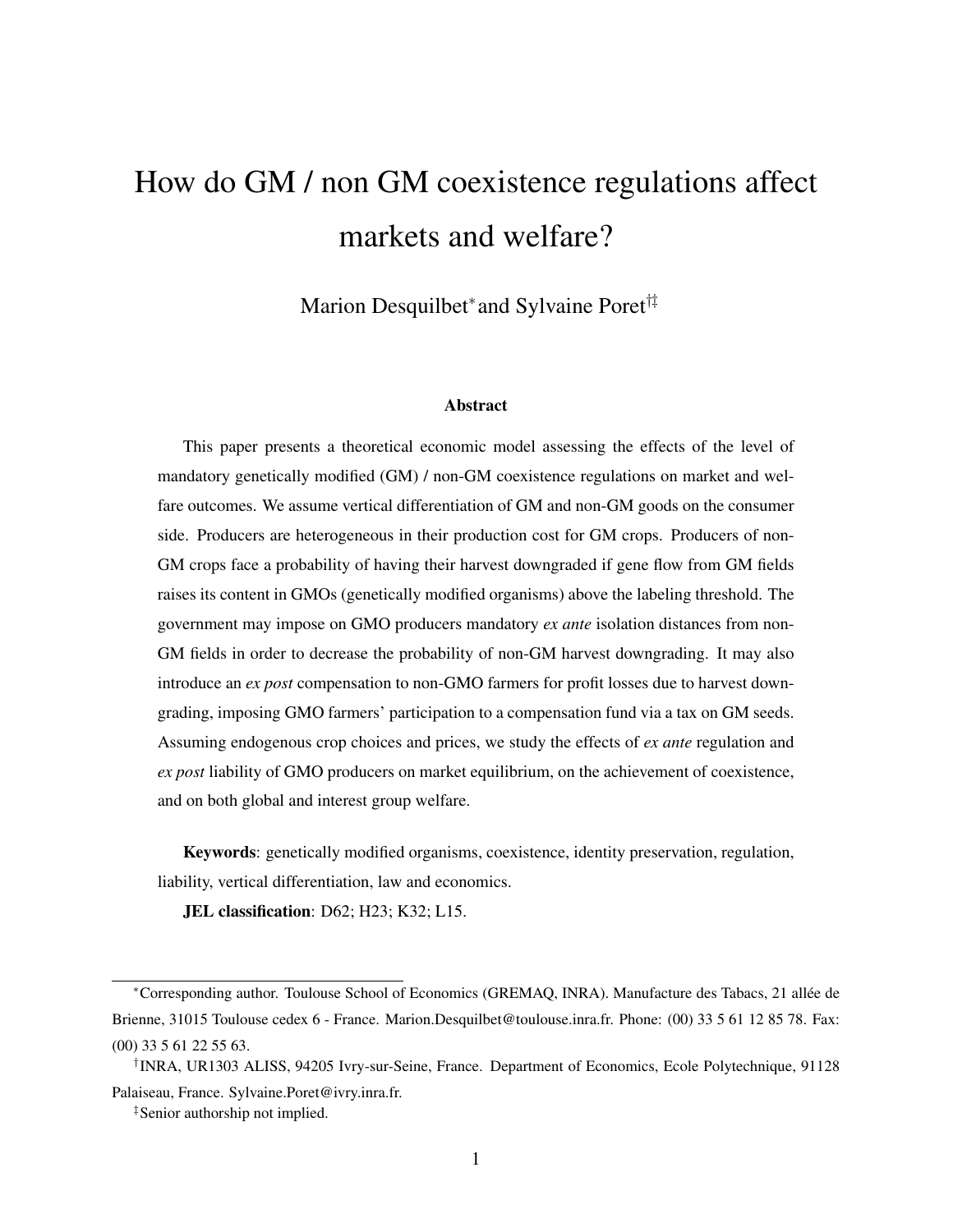# How do GM / non GM coexistence regulations affect markets and welfare?

Marion Desquilbet* and Sylvaine Poret†‡

### Abstract

This paper presents a theoretical economic model assessing the effects of the level of mandatory genetically modified (GM) / non-GM coexistence regulations on market and welfare outcomes. We assume vertical differentiation of GM and non-GM goods on the consumer side. Producers are heterogeneous in their production cost for GM crops. Producers of non-GM crops face a probability of having their harvest downgraded if gene flow from GM fields raises its content in GMOs (genetically modified organisms) above the labeling threshold. The government may impose on GMO producers mandatory *ex ante* isolation distances from non-GM fields in order to decrease the probability of non-GM harvest downgrading. It may also introduce an *ex post* compensation to non-GMO farmers for profit losses due to harvest downgrading, imposing GMO farmers' participation to a compensation fund via a tax on GM seeds. Assuming endogenous crop choices and prices, we study the effects of *ex ante* regulation and *ex post* liability of GMO producers on market equilibrium, on the achievement of coexistence, and on both global and interest group welfare.

**Keywords**: genetically modified organisms, coexistence, identity preservation, regulation, liability, vertical differentiation, law and economics.

**JEL classification**: D62; H23; K32; L15.

---

*Corresponding author. Toulouse School of Economics (GREMAQ, INRA). Manufacture des Tabacs, 21 allée de Brienne, 31015 Toulouse cedex 6 - France. Marion.Desquilbet@toulouse.inra.fr. Phone: (00) 33 5 61 12 85 78. Fax: (00) 33 5 61 22 55 63.

†INRA, UR1303 ALISS, 94205 Ivry-sur-Seine, France. Department of Economics, Ecole Polytechnique, 91128 Palaiseau, France. Sylvaine.Poret@ivry.inra.fr.

‡Senior authorship not implied.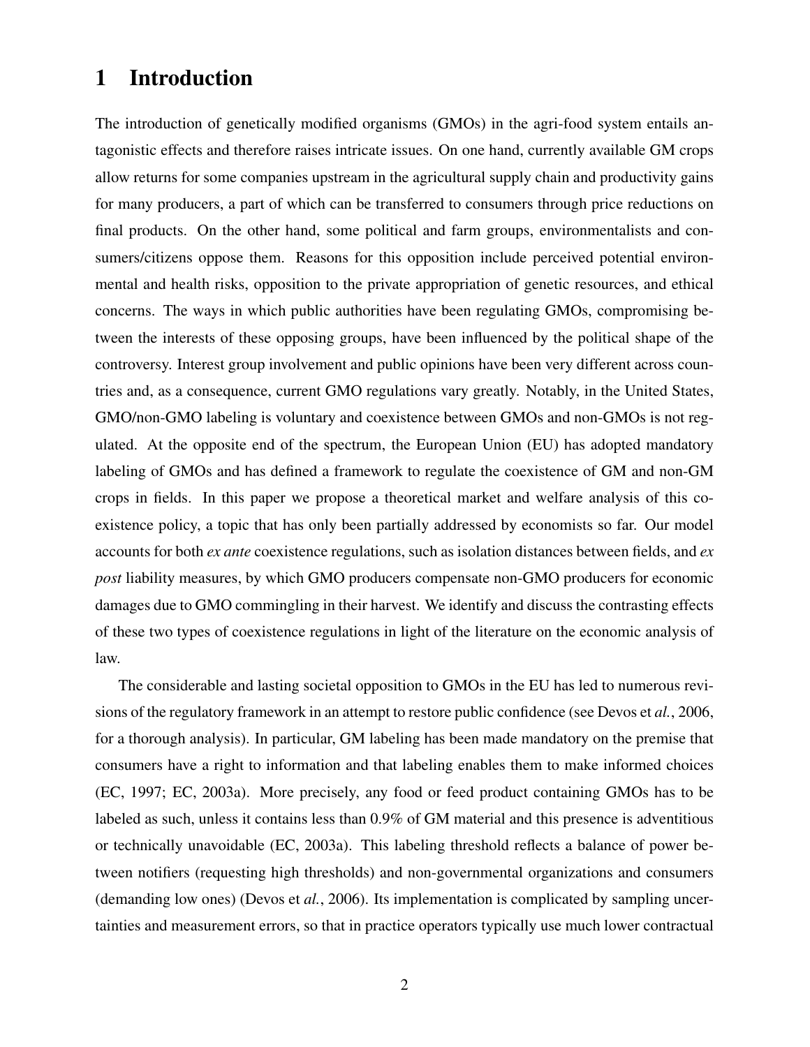# 1 Introduction

The introduction of genetically modified organisms (GMOs) in the agri-food system entails antagonistic effects and therefore raises intricate issues. On one hand, currently available GM crops allow returns for some companies upstream in the agricultural supply chain and productivity gains for many producers, a part of which can be transferred to consumers through price reductions on final products. On the other hand, some political and farm groups, environmentalists and consumers/citizens oppose them. Reasons for this opposition include perceived potential environmental and health risks, opposition to the private appropriation of genetic resources, and ethical concerns. The ways in which public authorities have been regulating GMOs, compromising between the interests of these opposing groups, have been influenced by the political shape of the controversy. Interest group involvement and public opinions have been very different across countries and, as a consequence, current GMO regulations vary greatly. Notably, in the United States, GMO/non-GMO labeling is voluntary and coexistence between GMOs and non-GMOs is not regulated. At the opposite end of the spectrum, the European Union (EU) has adopted mandatory labeling of GMOs and has defined a framework to regulate the coexistence of GM and non-GM crops in fields. In this paper we propose a theoretical market and welfare analysis of this coexistence policy, a topic that has only been partially addressed by economists so far. Our model accounts for both *ex ante* coexistence regulations, such as isolation distances between fields, and *ex post* liability measures, by which GMO producers compensate non-GMO producers for economic damages due to GMO commingling in their harvest. We identify and discuss the contrasting effects of these two types of coexistence regulations in light of the literature on the economic analysis of law.

The considerable and lasting societal opposition to GMOs in the EU has led to numerous revisions of the regulatory framework in an attempt to restore public confidence (see Devos et *al.*, 2006, for a thorough analysis). In particular, GM labeling has been made mandatory on the premise that consumers have a right to information and that labeling enables them to make informed choices (EC, 1997; EC, 2003a). More precisely, any food or feed product containing GMOs has to be labeled as such, unless it contains less than 0.9% of GM material and this presence is adventitious or technically unavoidable (EC, 2003a). This labeling threshold reflects a balance of power between notifiers (requesting high thresholds) and non-governmental organizations and consumers (demanding low ones) (Devos et *al.*, 2006). Its implementation is complicated by sampling uncertainties and measurement errors, so that in practice operators typically use much lower contractual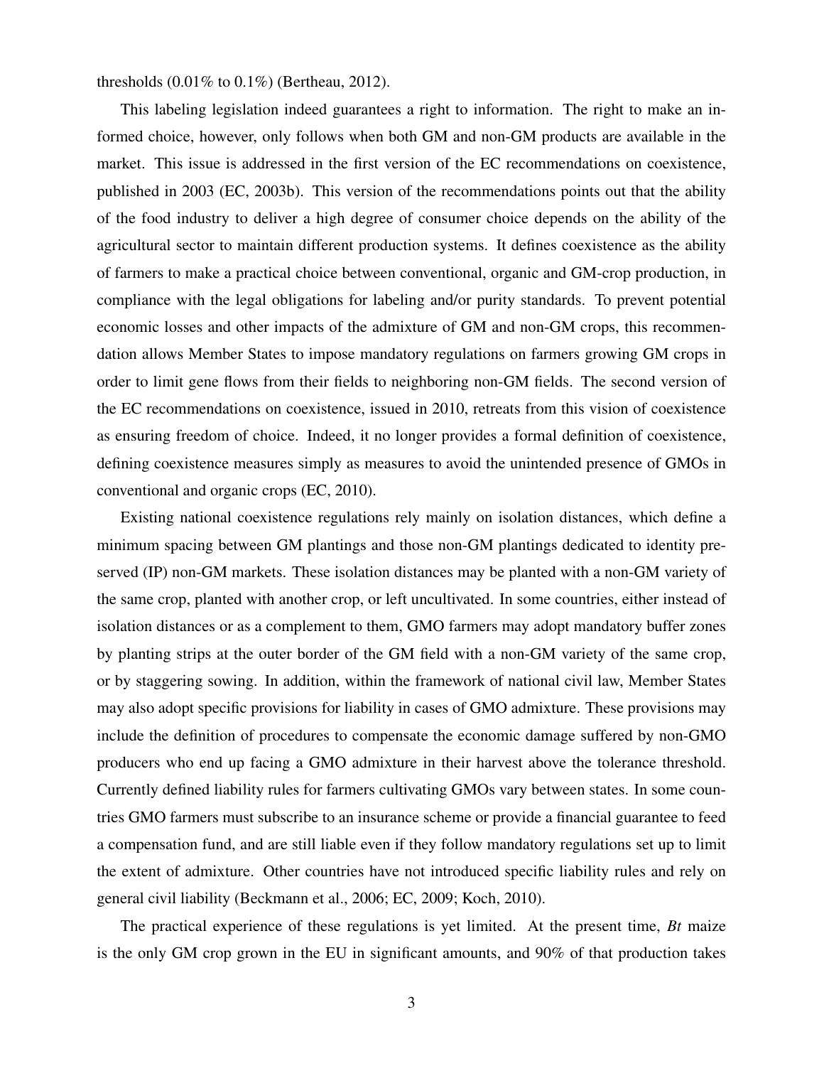thresholds (0.01% to 0.1%) (Bertheau, 2012).

This labeling legislation indeed guarantees a right to information. The right to make an informed choice, however, only follows when both GM and non-GM products are available in the market. This issue is addressed in the first version of the EC recommendations on coexistence, published in 2003 (EC, 2003b). This version of the recommendations points out that the ability of the food industry to deliver a high degree of consumer choice depends on the ability of the agricultural sector to maintain different production systems. It defines coexistence as the ability of farmers to make a practical choice between conventional, organic and GM-crop production, in compliance with the legal obligations for labeling and/or purity standards. To prevent potential economic losses and other impacts of the admixture of GM and non-GM crops, this recommendation allows Member States to impose mandatory regulations on farmers growing GM crops in order to limit gene flows from their fields to neighboring non-GM fields. The second version of the EC recommendations on coexistence, issued in 2010, retreats from this vision of coexistence as ensuring freedom of choice. Indeed, it no longer provides a formal definition of coexistence, defining coexistence measures simply as measures to avoid the unintended presence of GMOs in conventional and organic crops (EC, 2010).

Existing national coexistence regulations rely mainly on isolation distances, which define a minimum spacing between GM plantings and those non-GM plantings dedicated to identity preserved (IP) non-GM markets. These isolation distances may be planted with a non-GM variety of the same crop, planted with another crop, or left uncultivated. In some countries, either instead of isolation distances or as a complement to them, GMO farmers may adopt mandatory buffer zones by planting strips at the outer border of the GM field with a non-GM variety of the same crop, or by staggering sowing. In addition, within the framework of national civil law, Member States may also adopt specific provisions for liability in cases of GMO admixture. These provisions may include the definition of procedures to compensate the economic damage suffered by non-GMO producers who end up facing a GMO admixture in their harvest above the tolerance threshold. Currently defined liability rules for farmers cultivating GMOs vary between states. In some countries GMO farmers must subscribe to an insurance scheme or provide a financial guarantee to feed a compensation fund, and are still liable even if they follow mandatory regulations set up to limit the extent of admixture. Other countries have not introduced specific liability rules and rely on general civil liability (Beckmann et al., 2006; EC, 2009; Koch, 2010).

The practical experience of these regulations is yet limited. At the present time, *Bt* maize is the only GM crop grown in the EU in significant amounts, and 90% of that production takes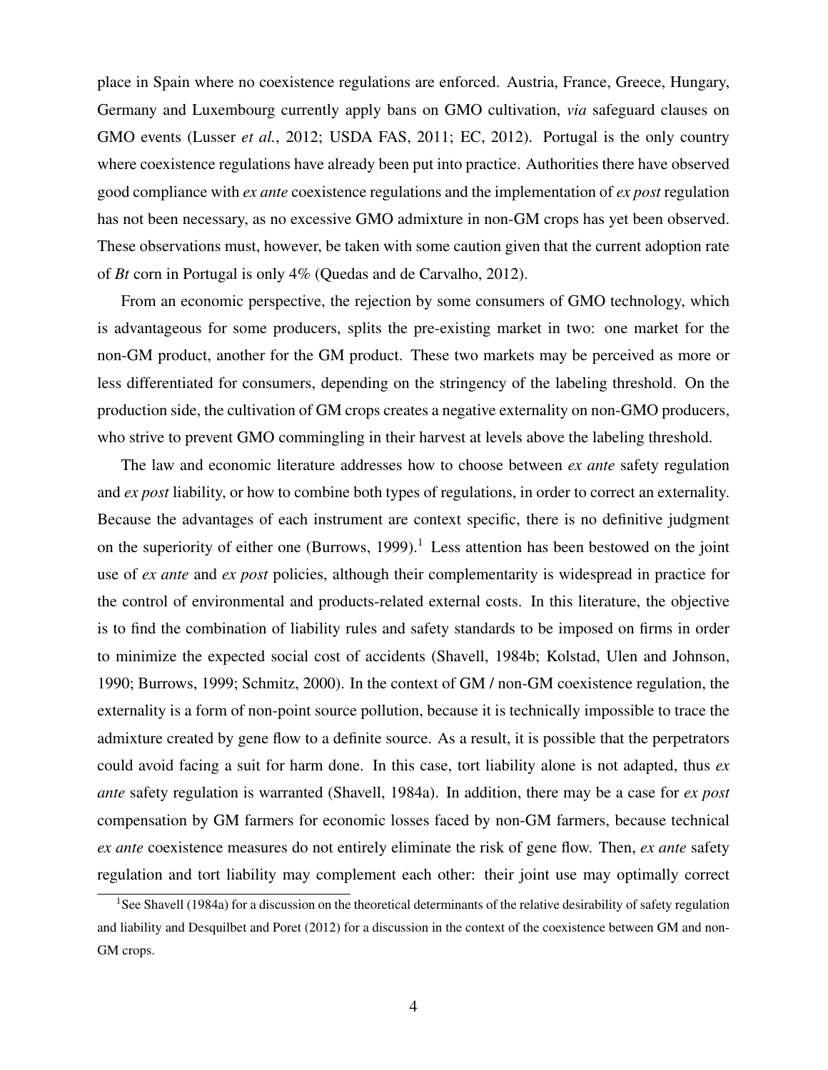place in Spain where no coexistence regulations are enforced. Austria, France, Greece, Hungary, Germany and Luxembourg currently apply bans on GMO cultivation, *via* safeguard clauses on GMO events (Lusser *et al.*, 2012; USDA FAS, 2011; EC, 2012). Portugal is the only country where coexistence regulations have already been put into practice. Authorities there have observed good compliance with *ex ante* coexistence regulations and the implementation of *ex post* regulation has not been necessary, as no excessive GMO admixture in non-GM crops has yet been observed. These observations must, however, be taken with some caution given that the current adoption rate of *Bt* corn in Portugal is only 4% (Quedas and de Carvalho, 2012).

From an economic perspective, the rejection by some consumers of GMO technology, which is advantageous for some producers, splits the pre-existing market in two: one market for the non-GM product, another for the GM product. These two markets may be perceived as more or less differentiated for consumers, depending on the stringency of the labeling threshold. On the production side, the cultivation of GM crops creates a negative externality on non-GMO producers, who strive to prevent GMO commingling in their harvest at levels above the labeling threshold.

The law and economic literature addresses how to choose between *ex ante* safety regulation and *ex post* liability, or how to combine both types of regulations, in order to correct an externality. Because the advantages of each instrument are context specific, there is no definitive judgment on the superiority of either one (Burrows, 1999).[1] Less attention has been bestowed on the joint use of *ex ante* and *ex post* policies, although their complementarity is widespread in practice for the control of environmental and products-related external costs. In this literature, the objective is to find the combination of liability rules and safety standards to be imposed on firms in order to minimize the expected social cost of accidents (Shavell, 1984b; Kolstad, Ulen and Johnson, 1990; Burrows, 1999; Schmitz, 2000). In the context of GM / non-GM coexistence regulation, the externality is a form of non-point source pollution, because it is technically impossible to trace the admixture created by gene flow to a definite source. As a result, it is possible that the perpetrators could avoid facing a suit for harm done. In this case, tort liability alone is not adapted, thus *ex ante* safety regulation is warranted (Shavell, 1984a). In addition, there may be a case for *ex post* compensation by GM farmers for economic losses faced by non-GM farmers, because technical *ex ante* coexistence measures do not entirely eliminate the risk of gene flow. Then, *ex ante* safety regulation and tort liability may complement each other: their joint use may optimally correct

[1] See Shavell (1984a) for a discussion on the theoretical determinants of the relative desirability of safety regulation and liability and Desquilbet and Poret (2012) for a discussion in the context of the coexistence between GM and non-GM crops.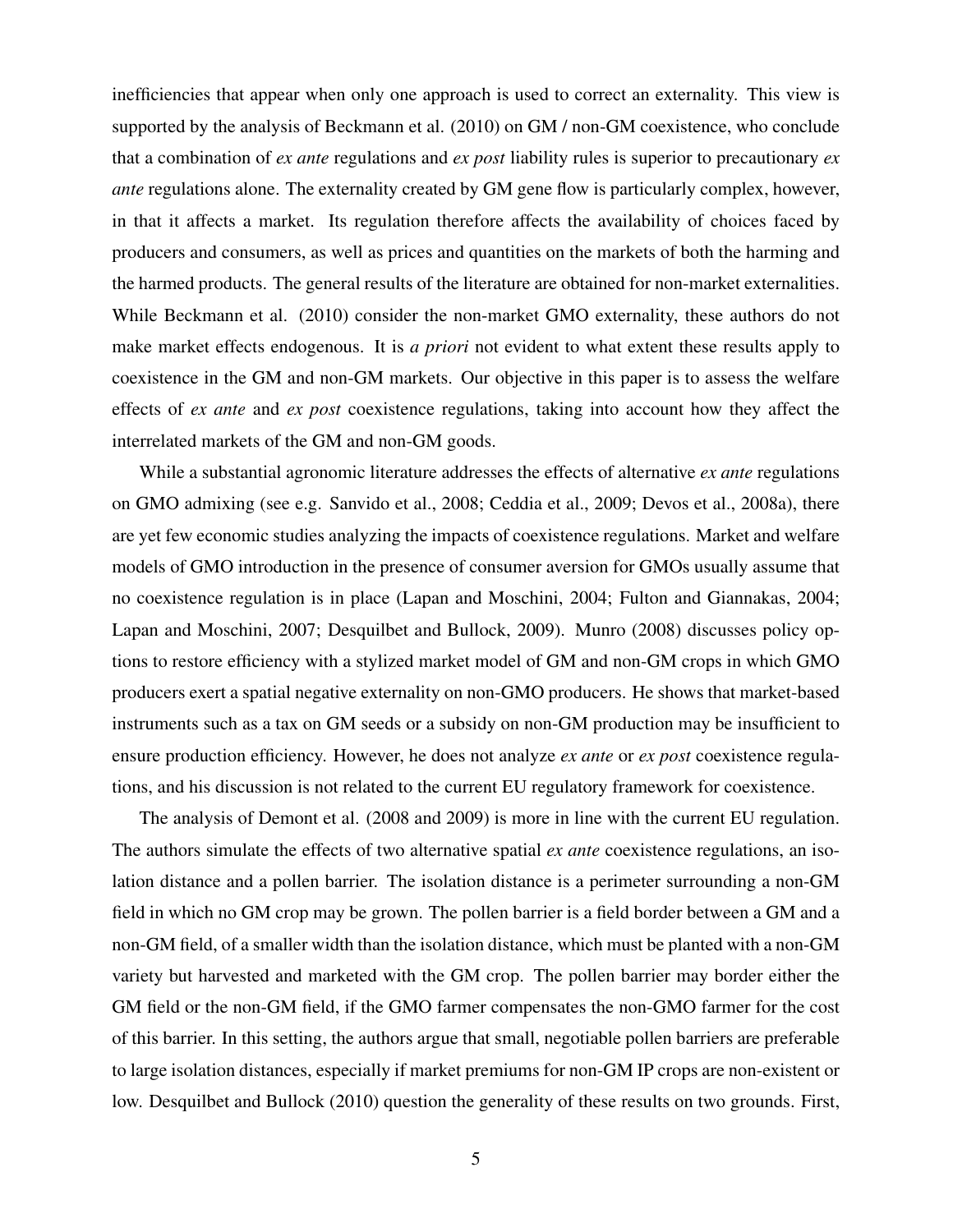inefficiencies that appear when only one approach is used to correct an externality. This view is supported by the analysis of Beckmann et al. (2010) on GM / non-GM coexistence, who conclude that a combination of *ex ante* regulations and *ex post* liability rules is superior to precautionary *ex ante* regulations alone. The externality created by GM gene flow is particularly complex, however, in that it affects a market. Its regulation therefore affects the availability of choices faced by producers and consumers, as well as prices and quantities on the markets of both the harming and the harmed products. The general results of the literature are obtained for non-market externalities. While Beckmann et al. (2010) consider the non-market GMO externality, these authors do not make market effects endogenous. It is *a priori* not evident to what extent these results apply to coexistence in the GM and non-GM markets. Our objective in this paper is to assess the welfare effects of *ex ante* and *ex post* coexistence regulations, taking into account how they affect the interrelated markets of the GM and non-GM goods.

While a substantial agronomic literature addresses the effects of alternative *ex ante* regulations on GMO admixing (see e.g. Sanvido et al., 2008; Ceddia et al., 2009; Devos et al., 2008a), there are yet few economic studies analyzing the impacts of coexistence regulations. Market and welfare models of GMO introduction in the presence of consumer aversion for GMOs usually assume that no coexistence regulation is in place (Lapan and Moschini, 2004; Fulton and Giannakas, 2004; Lapan and Moschini, 2007; Desquilbet and Bullock, 2009). Munro (2008) discusses policy options to restore efficiency with a stylized market model of GM and non-GM crops in which GMO producers exert a spatial negative externality on non-GMO producers. He shows that market-based instruments such as a tax on GM seeds or a subsidy on non-GM production may be insufficient to ensure production efficiency. However, he does not analyze *ex ante* or *ex post* coexistence regulations, and his discussion is not related to the current EU regulatory framework for coexistence.

The analysis of Demont et al. (2008 and 2009) is more in line with the current EU regulation. The authors simulate the effects of two alternative spatial *ex ante* coexistence regulations, an isolation distance and a pollen barrier. The isolation distance is a perimeter surrounding a non-GM field in which no GM crop may be grown. The pollen barrier is a field border between a GM and a non-GM field, of a smaller width than the isolation distance, which must be planted with a non-GM variety but harvested and marketed with the GM crop. The pollen barrier may border either the GM field or the non-GM field, if the GMO farmer compensates the non-GMO farmer for the cost of this barrier. In this setting, the authors argue that small, negotiable pollen barriers are preferable to large isolation distances, especially if market premiums for non-GM IP crops are non-existent or low. Desquilbet and Bullock (2010) question the generality of these results on two grounds. First,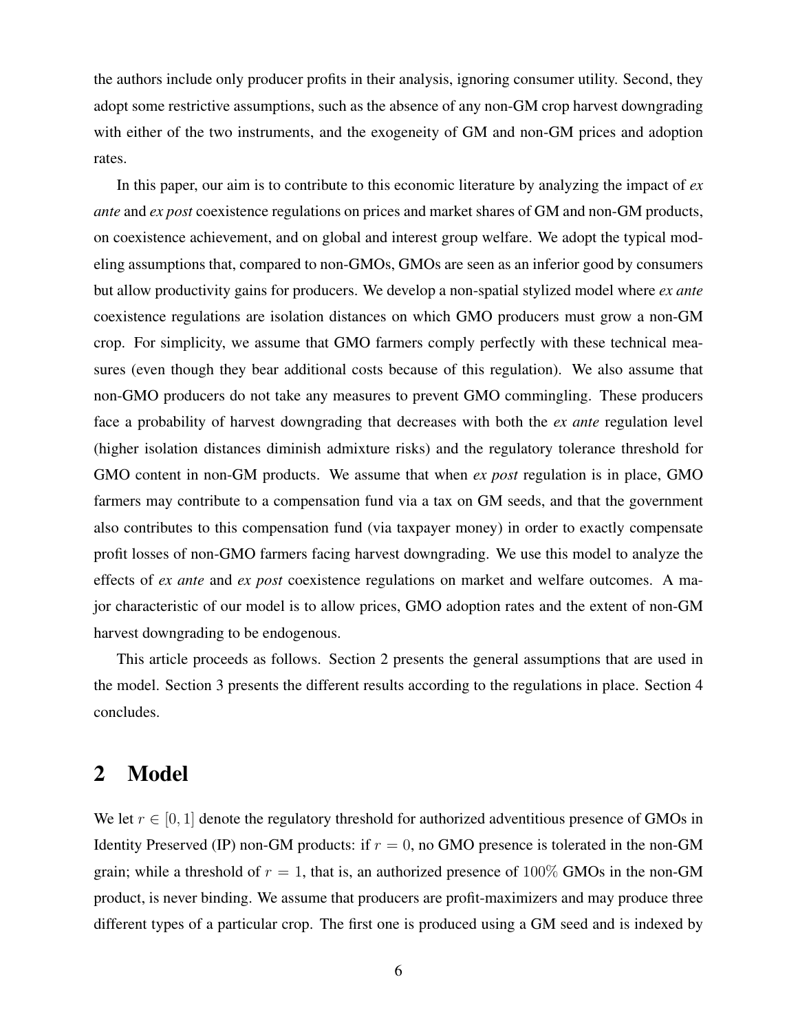the authors include only producer profits in their analysis, ignoring consumer utility. Second, they adopt some restrictive assumptions, such as the absence of any non-GM crop harvest downgrading with either of the two instruments, and the exogeneity of GM and non-GM prices and adoption rates.

In this paper, our aim is to contribute to this economic literature by analyzing the impact of *ex ante* and *ex post* coexistence regulations on prices and market shares of GM and non-GM products, on coexistence achievement, and on global and interest group welfare. We adopt the typical modeling assumptions that, compared to non-GMOs, GMOs are seen as an inferior good by consumers but allow productivity gains for producers. We develop a non-spatial stylized model where *ex ante* coexistence regulations are isolation distances on which GMO producers must grow a non-GM crop. For simplicity, we assume that GMO farmers comply perfectly with these technical measures (even though they bear additional costs because of this regulation). We also assume that non-GMO producers do not take any measures to prevent GMO commingling. These producers face a probability of harvest downgrading that decreases with both the *ex ante* regulation level (higher isolation distances diminish admixture risks) and the regulatory tolerance threshold for GMO content in non-GM products. We assume that when *ex post* regulation is in place, GMO farmers may contribute to a compensation fund via a tax on GM seeds, and that the government also contributes to this compensation fund (via taxpayer money) in order to exactly compensate profit losses of non-GMO farmers facing harvest downgrading. We use this model to analyze the effects of *ex ante* and *ex post* coexistence regulations on market and welfare outcomes. A major characteristic of our model is to allow prices, GMO adoption rates and the extent of non-GM harvest downgrading to be endogenous.

This article proceeds as follows. Section 2 presents the general assumptions that are used in the model. Section 3 presents the different results according to the regulations in place. Section 4 concludes.

## 2 Model

We let $r \in [0, 1]$ denote the regulatory threshold for authorized adventitious presence of GMOs in Identity Preserved (IP) non-GM products: if $r = 0$, no GMO presence is tolerated in the non-GM grain; while a threshold of $r = 1$, that is, an authorized presence of $100\%$ GMOs in the non-GM product, is never binding. We assume that producers are profit-maximizers and may produce three different types of a particular crop. The first one is produced using a GM seed and is indexed by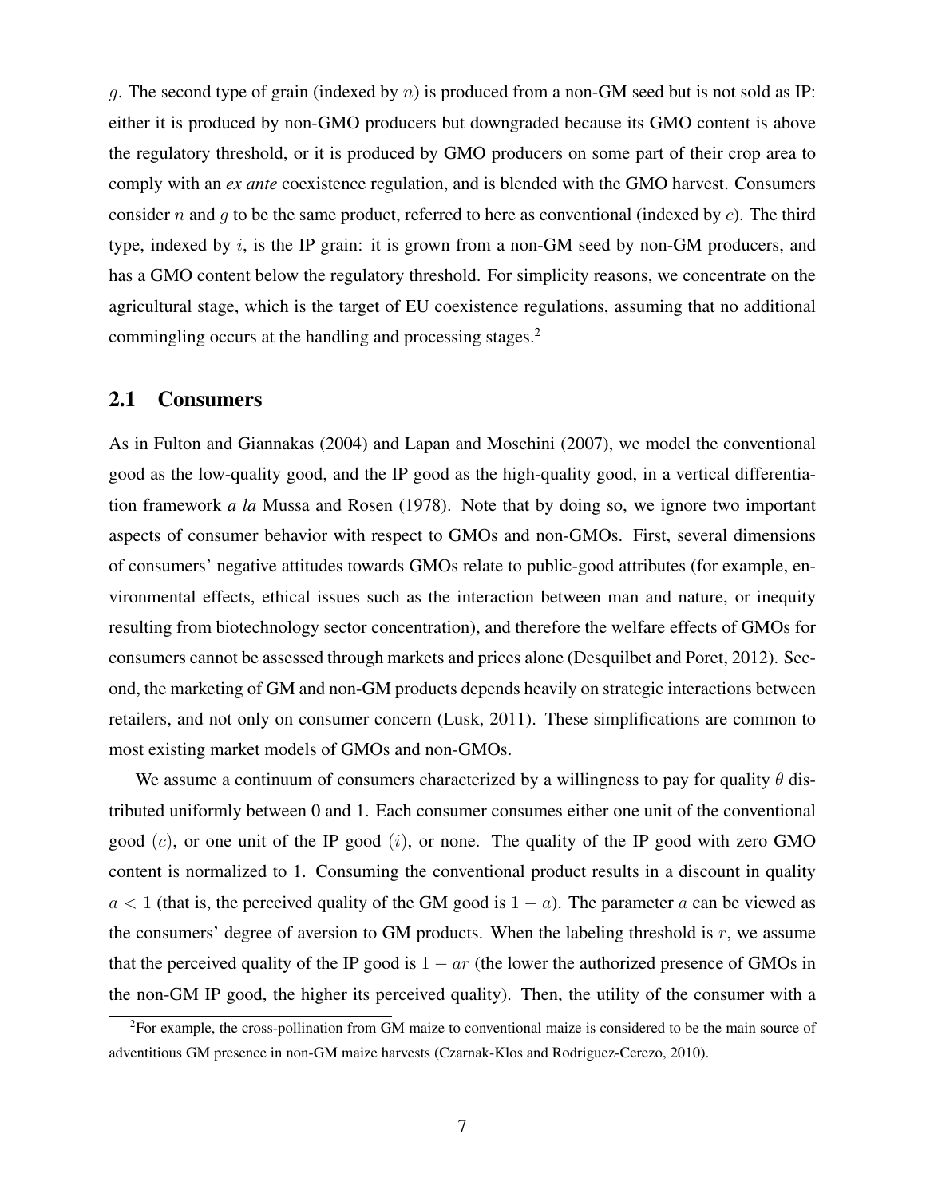$g$. The second type of grain (indexed by $n$) is produced from a non-GM seed but is not sold as IP: either it is produced by non-GMO producers but downgraded because its GMO content is above the regulatory threshold, or it is produced by GMO producers on some part of their crop area to comply with an *ex ante* coexistence regulation, and is blended with the GMO harvest. Consumers consider $n$ and $g$ to be the same product, referred to here as conventional (indexed by $c$). The third type, indexed by $i$, is the IP grain: it is grown from a non-GM seed by non-GM producers, and has a GMO content below the regulatory threshold. For simplicity reasons, we concentrate on the agricultural stage, which is the target of EU coexistence regulations, assuming that no additional commingling occurs at the handling and processing stages.[2]

## 2.1 Consumers

As in Fulton and Giannakas (2004) and Lapan and Moschini (2007), we model the conventional good as the low-quality good, and the IP good as the high-quality good, in a vertical differentiation framework *a la* Mussa and Rosen (1978). Note that by doing so, we ignore two important aspects of consumer behavior with respect to GMOs and non-GMOs. First, several dimensions of consumers' negative attitudes towards GMOs relate to public-good attributes (for example, environmental effects, ethical issues such as the interaction between man and nature, or inequity resulting from biotechnology sector concentration), and therefore the welfare effects of GMOs for consumers cannot be assessed through markets and prices alone (Desquilbet and Poret, 2012). Second, the marketing of GM and non-GM products depends heavily on strategic interactions between retailers, and not only on consumer concern (Lusk, 2011). These simplifications are common to most existing market models of GMOs and non-GMOs.

We assume a continuum of consumers characterized by a willingness to pay for quality $\theta$ distributed uniformly between 0 and 1. Each consumer consumes either one unit of the conventional good ($c$), or one unit of the IP good ($i$), or none. The quality of the IP good with zero GMO content is normalized to 1. Consuming the conventional product results in a discount in quality $a < 1$ (that is, the perceived quality of the GM good is $1 - a$). The parameter $a$ can be viewed as the consumers' degree of aversion to GM products. When the labeling threshold is $r$, we assume that the perceived quality of the IP good is $1 - ar$ (the lower the authorized presence of GMOs in the non-GM IP good, the higher its perceived quality). Then, the utility of the consumer with a

[2] For example, the cross-pollination from GM maize to conventional maize is considered to be the main source of adventitious GM presence in non-GM maize harvests (Czarnak-Klos and Rodriguez-Cerezo, 2010).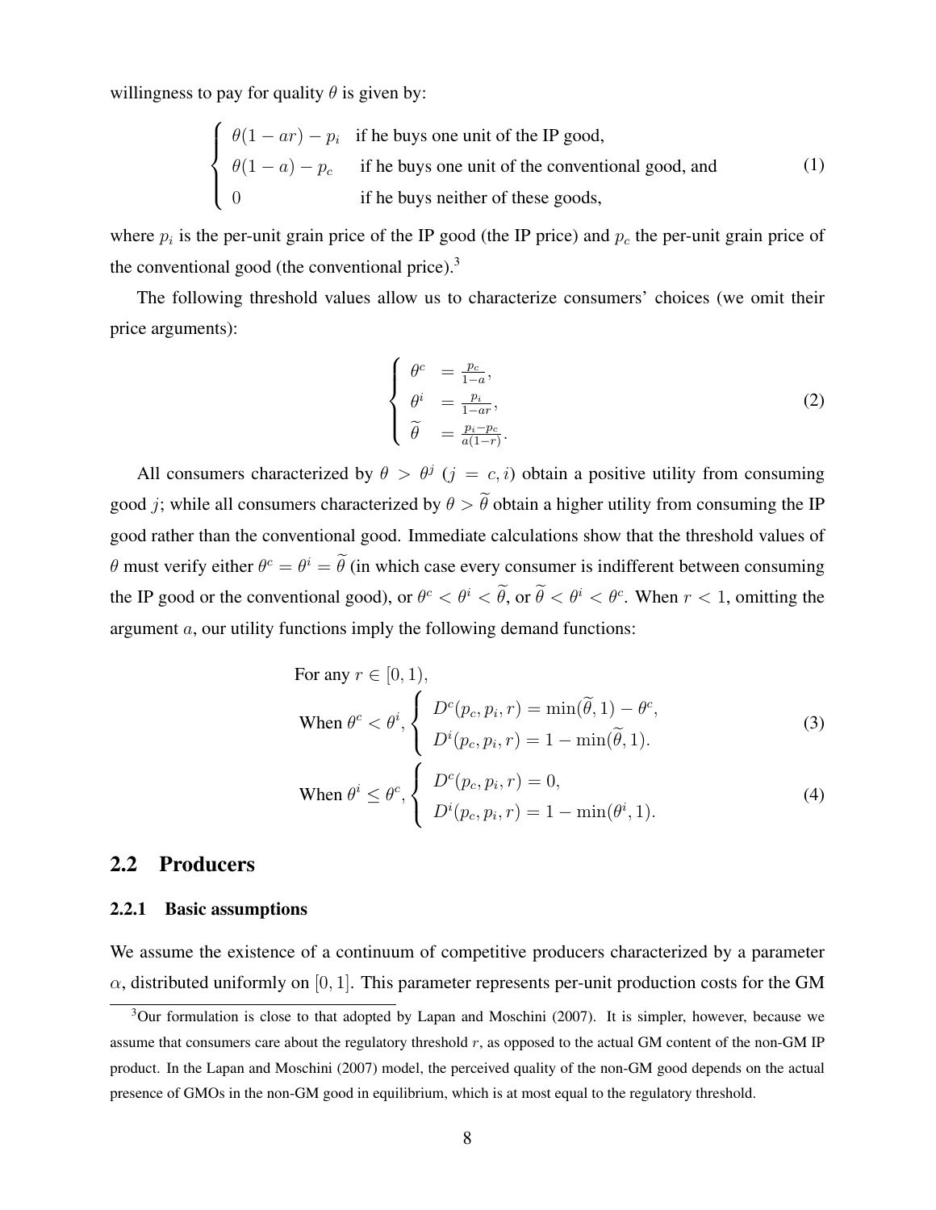willingness to pay for quality $\theta$ is given by:

$$
\begin{cases}
\theta(1-ar)-p_i & \text{if he buys one unit of the IP good,} \\
\theta(1-a)-p_c & \text{if he buys one unit of the conventional good, and} \\
0 & \text{if he buys neither of these goods,}
\end{cases}
\tag{1}
$$

where $p_i$ is the per-unit grain price of the IP good (the IP price) and $p_c$ the per-unit grain price of the conventional good (the conventional price).[3]

The following threshold values allow us to characterize consumers' choices (we omit their price arguments):

$$
\begin{cases}
\theta^c &= \frac{p_c}{1-a}, \\
\theta^i &= \frac{p_i}{1-ar}, \\
\widetilde{\theta} &= \frac{p_i-p_c}{a(1-r)}.
\end{cases}
\tag{2}
$$

All consumers characterized by $\theta > \theta^j$ ($j = c, i$) obtain a positive utility from consuming good $j$; while all consumers characterized by $\theta > \widetilde{\theta}$ obtain a higher utility from consuming the IP good rather than the conventional good. Immediate calculations show that the threshold values of $\theta$ must verify either $\theta^c = \theta^i = \widetilde{\theta}$ (in which case every consumer is indifferent between consuming the IP good or the conventional good), or $\theta^c < \theta^i < \widetilde{\theta}$, or $\widetilde{\theta} < \theta^i < \theta^c$. When $r < 1$, omitting the argument $a$, our utility functions imply the following demand functions:

For any $r \in [0, 1)$,

$$
\text{When } \theta^c < \theta^i,
\begin{cases}
D^c(p_c, p_i, r) = \min(\widetilde{\theta}, 1) - \theta^c, \\
D^i(p_c, p_i, r) = 1 - \min(\widetilde{\theta}, 1).
\end{cases}
\tag{3}
$$

$$
\text{When } \theta^i \leq \theta^c,
\begin{cases}
D^c(p_c, p_i, r) = 0, \\
D^i(p_c, p_i, r) = 1 - \min(\theta^i, 1).
\end{cases}
\tag{4}
$$

## 2.2 Producers

### 2.2.1 Basic assumptions

We assume the existence of a continuum of competitive producers characterized by a parameter $\alpha$, distributed uniformly on $[0, 1]$. This parameter represents per-unit production costs for the GM

[3] Our formulation is close to that adopted by Lapan and Moschini (2007). It is simpler, however, because we assume that consumers care about the regulatory threshold $r$, as opposed to the actual GM content of the non-GM IP product. In the Lapan and Moschini (2007) model, the perceived quality of the non-GM good depends on the actual presence of GMOs in the non-GM good in equilibrium, which is at most equal to the regulatory threshold.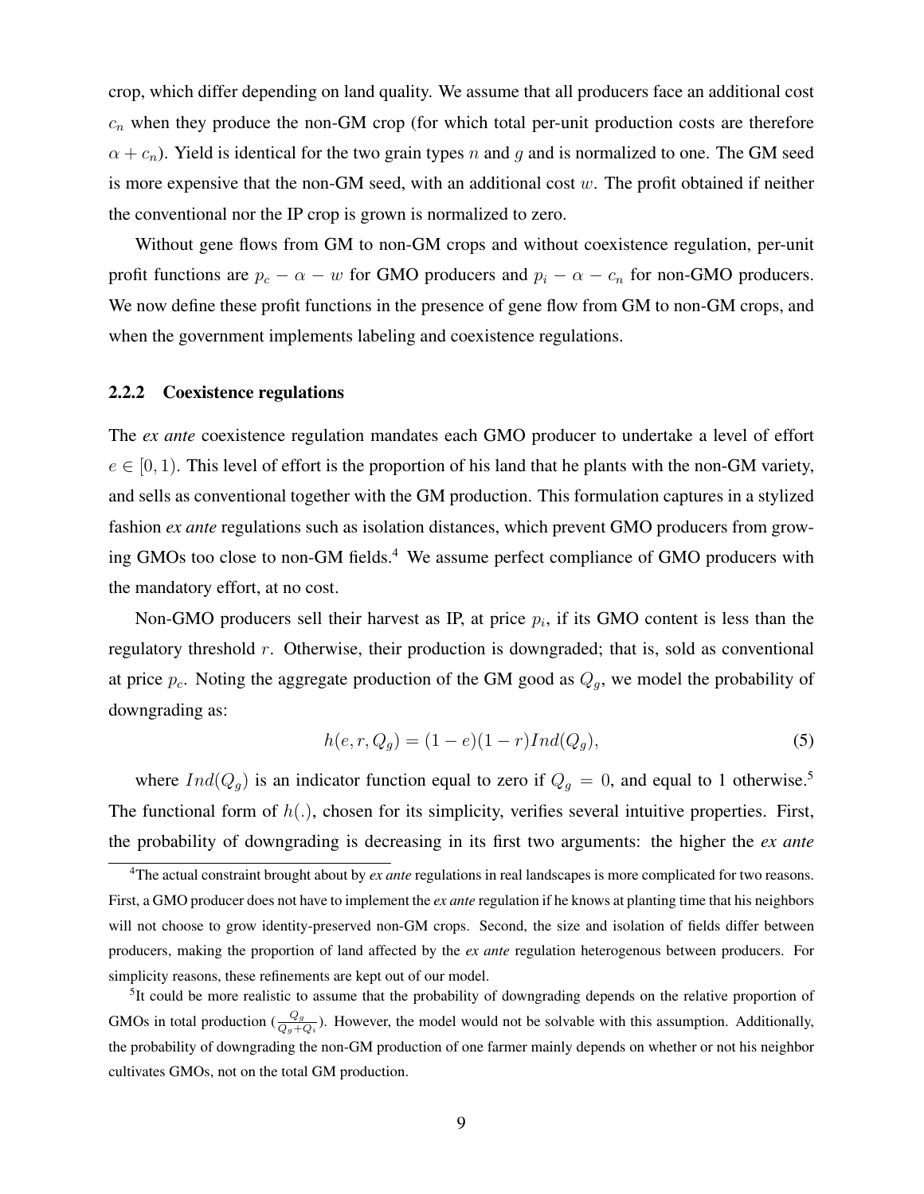crop, which differ depending on land quality. We assume that all producers face an additional cost $c_n$ when they produce the non-GM crop (for which total per-unit production costs are therefore $\alpha + c_n$). Yield is identical for the two grain types $n$ and $g$ and is normalized to one. The GM seed is more expensive that the non-GM seed, with an additional cost $w$. The profit obtained if neither the conventional nor the IP crop is grown is normalized to zero.

Without gene flows from GM to non-GM crops and without coexistence regulation, per-unit profit functions are $p_c - \alpha - w$ for GMO producers and $p_i - \alpha - c_n$ for non-GMO producers. We now define these profit functions in the presence of gene flow from GM to non-GM crops, and when the government implements labeling and coexistence regulations.

### 2.2.2 Coexistence regulations

The *ex ante* coexistence regulation mandates each GMO producer to undertake a level of effort $e \in [0, 1)$. This level of effort is the proportion of his land that he plants with the non-GM variety, and sells as conventional together with the GM production. This formulation captures in a stylized fashion *ex ante* regulations such as isolation distances, which prevent GMO producers from growing GMOs too close to non-GM fields.[4] We assume perfect compliance of GMO producers with the mandatory effort, at no cost.

Non-GMO producers sell their harvest as IP, at price $p_i$, if its GMO content is less than the regulatory threshold $r$. Otherwise, their production is downgraded; that is, sold as conventional at price $p_c$. Noting the aggregate production of the GM good as $Q_g$, we model the probability of downgrading as:

$$h(e, r, Q_g) = (1 - e)(1 - r)Ind(Q_g), \tag{5}$$

where $Ind(Q_g)$ is an indicator function equal to zero if $Q_g = 0$, and equal to 1 otherwise.[5] The functional form of $h(.)$, chosen for its simplicity, verifies several intuitive properties. First, the probability of downgrading is decreasing in its first two arguments: the higher the *ex ante*

[4] The actual constraint brought about by *ex ante* regulations in real landscapes is more complicated for two reasons. First, a GMO producer does not have to implement the *ex ante* regulation if he knows at planting time that his neighbors will not choose to grow identity-preserved non-GM crops. Second, the size and isolation of fields differ between producers, making the proportion of land affected by the *ex ante* regulation heterogenous between producers. For simplicity reasons, these refinements are kept out of our model.

[5] It could be more realistic to assume that the probability of downgrading depends on the relative proportion of GMOs in total production ($\frac{Q_g}{Q_g + Q_i}$). However, the model would not be solvable with this assumption. Additionally, the probability of downgrading the non-GM production of one farmer mainly depends on whether or not his neighbor cultivates GMOs, not on the total GM production.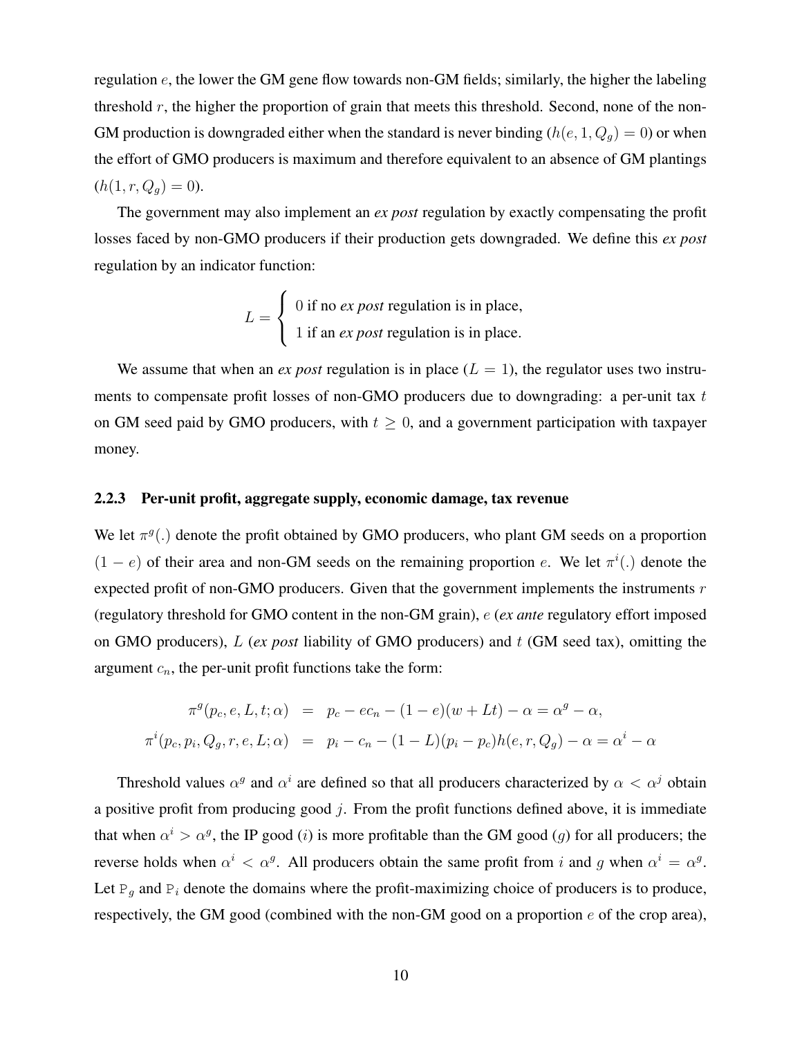regulation $e$, the lower the GM gene flow towards non-GM fields; similarly, the higher the labeling threshold $r$, the higher the proportion of grain that meets this threshold. Second, none of the non-GM production is downgraded either when the standard is never binding ($h(e, 1, Q_g) = 0$) or when the effort of GMO producers is maximum and therefore equivalent to an absence of GM plantings ($h(1, r, Q_g) = 0$).

The government may also implement an *ex post* regulation by exactly compensating the profit losses faced by non-GMO producers if their production gets downgraded. We define this *ex post* regulation by an indicator function:

$$L = \begin{cases} 0 \text{ if no } \textit{ex post} \text{ regulation is in place,} \\ 1 \text{ if an } \textit{ex post} \text{ regulation is in place.} \end{cases}$$

We assume that when an *ex post* regulation is in place ($L = 1$), the regulator uses two instruments to compensate profit losses of non-GMO producers due to downgrading: a per-unit tax $t$ on GM seed paid by GMO producers, with $t \geq 0$, and a government participation with taxpayer money.

### 2.2.3 Per-unit profit, aggregate supply, economic damage, tax revenue

We let $\pi^g(.)$ denote the profit obtained by GMO producers, who plant GM seeds on a proportion $(1 - e)$ of their area and non-GM seeds on the remaining proportion $e$. We let $\pi^i(.)$ denote the expected profit of non-GMO producers. Given that the government implements the instruments $r$ (regulatory threshold for GMO content in the non-GM grain), $e$ (*ex ante* regulatory effort imposed on GMO producers), $L$ (*ex post* liability of GMO producers) and $t$ (GM seed tax), omitting the argument $c_n$, the per-unit profit functions take the form:

$$\begin{aligned} \pi^g(p_c, e, L, t; \alpha) &= p_c - ec_n - (1 - e)(w + Lt) - \alpha = \alpha^g - \alpha, \\ \pi^i(p_c, p_i, Q_g, r, e, L; \alpha) &= p_i - c_n - (1 - L)(p_i - p_c)h(e, r, Q_g) - \alpha = \alpha^i - \alpha \end{aligned}$$

Threshold values $\alpha^g$ and $\alpha^i$ are defined so that all producers characterized by $\alpha < \alpha^j$ obtain a positive profit from producing good $j$. From the profit functions defined above, it is immediate that when $\alpha^i > \alpha^g$, the IP good ($i$) is more profitable than the GM good ($g$) for all producers; the reverse holds when $\alpha^i < \alpha^g$. All producers obtain the same profit from $i$ and $g$ when $\alpha^i = \alpha^g$. Let $\mathtt{P}_g$ and $\mathtt{P}_i$ denote the domains where the profit-maximizing choice of producers is to produce, respectively, the GM good (combined with the non-GM good on a proportion $e$ of the crop area),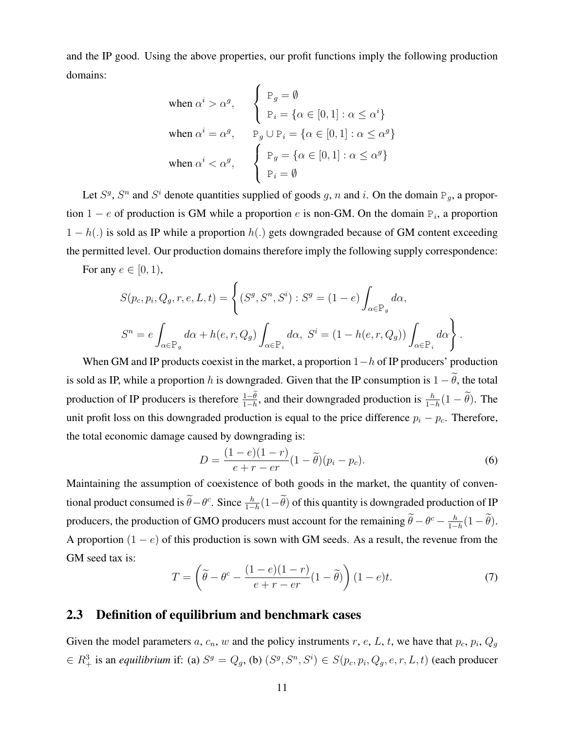and the IP good. Using the above properties, our profit functions imply the following production domains:

$$
\text{when } \alpha^i > \alpha^g, \quad \begin{cases} \mathtt{P}_g = \emptyset \\ \mathtt{P}_i = \{\alpha \in [0,1] : \alpha \leq \alpha^i\} \end{cases}
$$

$$
\text{when } \alpha^i = \alpha^g, \quad \mathtt{P}_g \cup \mathtt{P}_i = \{\alpha \in [0,1] : \alpha \leq \alpha^g\}
$$

$$
\text{when } \alpha^i < \alpha^g, \quad \begin{cases} \mathtt{P}_g = \{\alpha \in [0,1] : \alpha \leq \alpha^g\} \\ \mathtt{P}_i = \emptyset \end{cases}
$$

Let $S^g$, $S^n$ and $S^i$ denote quantities supplied of goods $g$, $n$ and $i$. On the domain $\mathtt{P}_g$, a proportion $1-e$ of production is GM while a proportion $e$ is non-GM. On the domain $\mathtt{P}_i$, a proportion $1-h(.)$ is sold as IP while a proportion $h(.)$ gets downgraded because of GM content exceeding the permitted level. Our production domains therefore imply the following supply correspondence:

For any $e \in [0,1)$,

$$
S(p_c, p_i, Q_g, r, e, L, t) = \left\{ (S^g, S^n, S^i) : S^g = (1-e)\int_{\alpha \in \mathtt{P}_g} d\alpha, \right.
$$

$$
\left. S^n = e\int_{\alpha \in \mathtt{P}_g} d\alpha + h(e, r, Q_g)\int_{\alpha \in \mathtt{P}_i} d\alpha,\ S^i = (1 - h(e, r, Q_g))\int_{\alpha \in \mathtt{P}_i} d\alpha \right\}.
$$

When GM and IP products coexist in the market, a proportion $1-h$ of IP producers' production is sold as IP, while a proportion $h$ is downgraded. Given that the IP consumption is $1-\widetilde{\theta}$, the total production of IP producers is therefore $\frac{1-\widetilde{\theta}}{1-h}$, and their downgraded production is $\frac{h}{1-h}(1-\widetilde{\theta})$. The unit profit loss on this downgraded production is equal to the price difference $p_i - p_c$. Therefore, the total economic damage caused by downgrading is:

$$
D = \frac{(1-e)(1-r)}{e+r-er}(1-\widetilde{\theta})(p_i - p_c). \tag{6}
$$

Maintaining the assumption of coexistence of both goods in the market, the quantity of conventional product consumed is $\widetilde{\theta} - \theta^c$. Since $\frac{h}{1-h}(1-\widetilde{\theta})$ of this quantity is downgraded production of IP producers, the production of GMO producers must account for the remaining $\widetilde{\theta} - \theta^c - \frac{h}{1-h}(1-\widetilde{\theta})$. A proportion $(1-e)$ of this production is sown with GM seeds. As a result, the revenue from the GM seed tax is:

$$
T = \left(\widetilde{\theta} - \theta^c - \frac{(1-e)(1-r)}{e+r-er}(1-\widetilde{\theta})\right)(1-e)t. \tag{7}
$$

## 2.3 Definition of equilibrium and benchmark cases

Given the model parameters $a$, $c_n$, $w$ and the policy instruments $r$, $e$, $L$, $t$, we have that $p_c$, $p_i$, $Q_g \in R^3_+$ is an *equilibrium* if: (a) $S^g = Q_g$, (b) $(S^g, S^n, S^i) \in S(p_c, p_i, Q_g, e, r, L, t)$ (each producer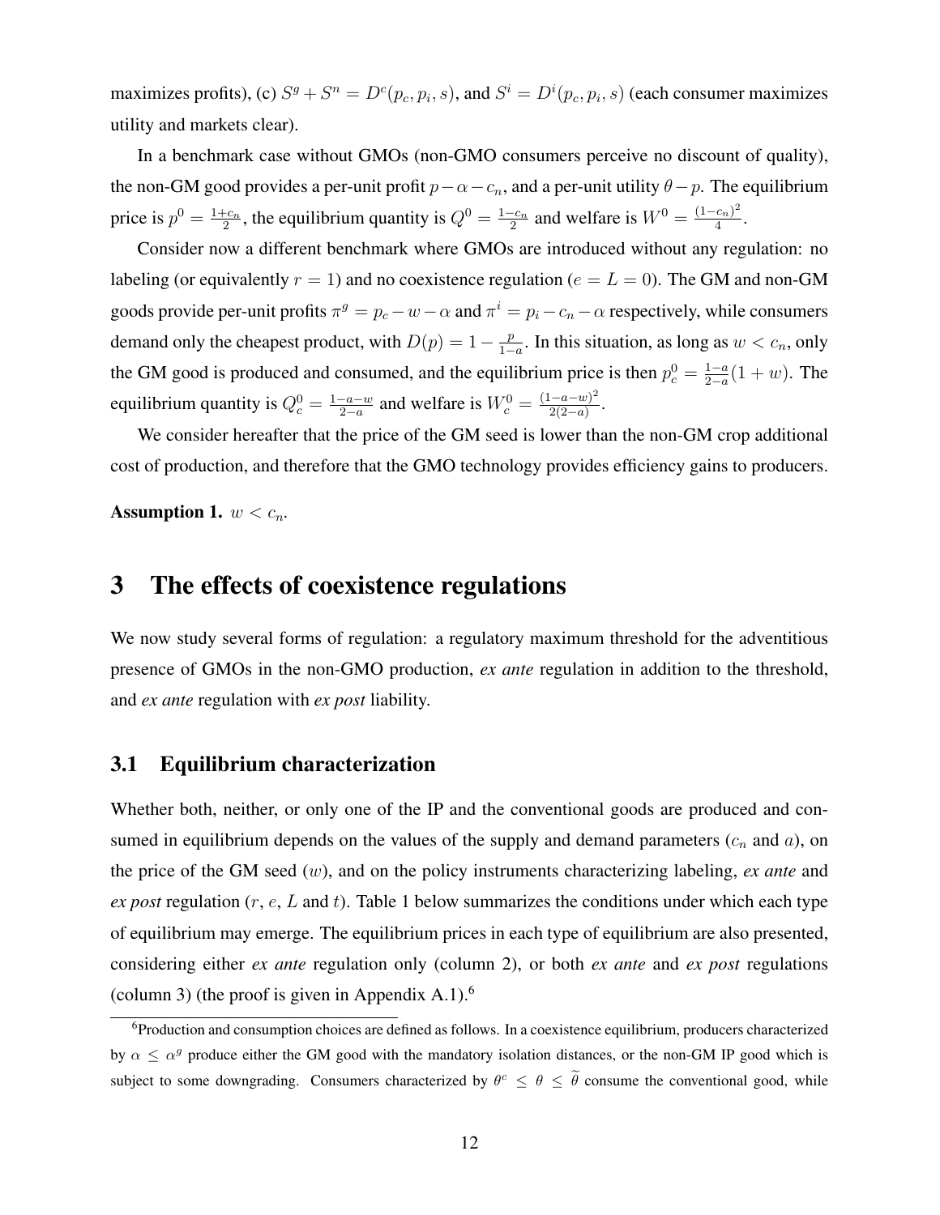maximizes profits), (c) $S^g + S^n = D^c(p_c, p_i, s)$, and $S^i = D^i(p_c, p_i, s)$ (each consumer maximizes utility and markets clear).

In a benchmark case without GMOs (non-GMO consumers perceive no discount of quality), the non-GM good provides a per-unit profit $p - \alpha - c_n$, and a per-unit utility $\theta - p$. The equilibrium price is $p^0 = \frac{1+c_n}{2}$, the equilibrium quantity is $Q^0 = \frac{1-c_n}{2}$ and welfare is $W^0 = \frac{(1-c_n)^2}{4}$.

Consider now a different benchmark where GMOs are introduced without any regulation: no labeling (or equivalently $r = 1$) and no coexistence regulation ($e = L = 0$). The GM and non-GM goods provide per-unit profits $\pi^g = p_c - w - \alpha$ and $\pi^i = p_i - c_n - \alpha$ respectively, while consumers demand only the cheapest product, with $D(p) = 1 - \frac{p}{1-a}$. In this situation, as long as $w < c_n$, only the GM good is produced and consumed, and the equilibrium price is then $p_c^0 = \frac{1-a}{2-a}(1 + w)$. The equilibrium quantity is $Q_c^0 = \frac{1-a-w}{2-a}$ and welfare is $W_c^0 = \frac{(1-a-w)^2}{2(2-a)}$.

We consider hereafter that the price of the GM seed is lower than the non-GM crop additional cost of production, and therefore that the GMO technology provides efficiency gains to producers.

**Assumption 1.** $w < c_n$.

# 3 The effects of coexistence regulations

We now study several forms of regulation: a regulatory maximum threshold for the adventitious presence of GMOs in the non-GMO production, *ex ante* regulation in addition to the threshold, and *ex ante* regulation with *ex post* liability.

## 3.1 Equilibrium characterization

Whether both, neither, or only one of the IP and the conventional goods are produced and consumed in equilibrium depends on the values of the supply and demand parameters ($c_n$ and $a$), on the price of the GM seed ($w$), and on the policy instruments characterizing labeling, *ex ante* and *ex post* regulation ($r$, $e$, $L$ and $t$). Table 1 below summarizes the conditions under which each type of equilibrium may emerge. The equilibrium prices in each type of equilibrium are also presented, considering either *ex ante* regulation only (column 2), or both *ex ante* and *ex post* regulations (column 3) (the proof is given in Appendix A.1).[6]

[6]Production and consumption choices are defined as follows. In a coexistence equilibrium, producers characterized by $\alpha \le \alpha^g$ produce either the GM good with the mandatory isolation distances, or the non-GM IP good which is subject to some downgrading. Consumers characterized by $\theta^c \le \theta \le \widetilde{\theta}$ consume the conventional good, while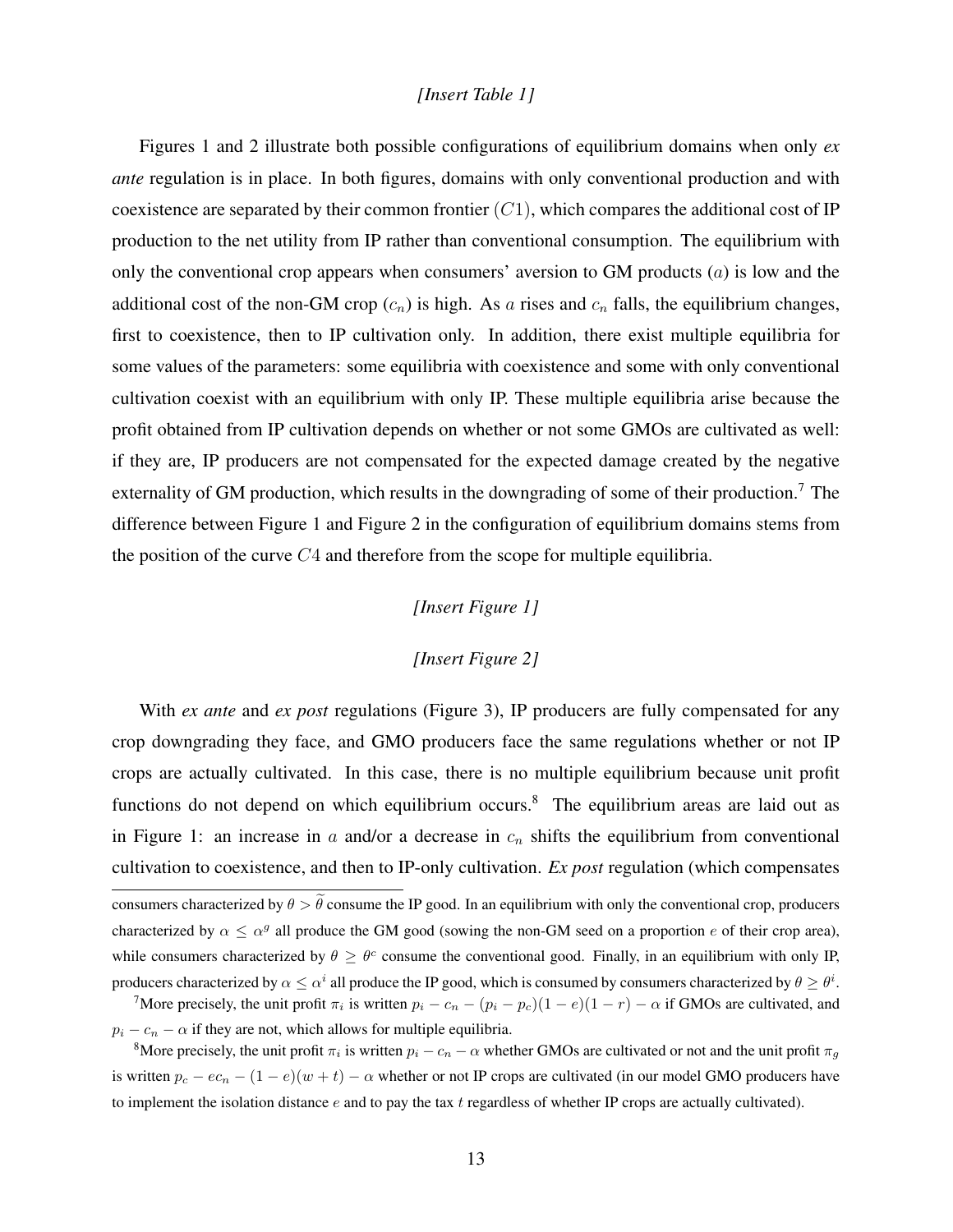*[Insert Table 1]*

Figures 1 and 2 illustrate both possible configurations of equilibrium domains when only *ex ante* regulation is in place. In both figures, domains with only conventional production and with coexistence are separated by their common frontier $(C1)$, which compares the additional cost of IP production to the net utility from IP rather than conventional consumption. The equilibrium with only the conventional crop appears when consumers' aversion to GM products $(a)$ is low and the additional cost of the non-GM crop $(c_n)$ is high. As $a$ rises and $c_n$ falls, the equilibrium changes, first to coexistence, then to IP cultivation only. In addition, there exist multiple equilibria for some values of the parameters: some equilibria with coexistence and some with only conventional cultivation coexist with an equilibrium with only IP. These multiple equilibria arise because the profit obtained from IP cultivation depends on whether or not some GMOs are cultivated as well: if they are, IP producers are not compensated for the expected damage created by the negative externality of GM production, which results in the downgrading of some of their production.[7] The difference between Figure 1 and Figure 2 in the configuration of equilibrium domains stems from the position of the curve $C4$ and therefore from the scope for multiple equilibria.

*[Insert Figure 1]*

*[Insert Figure 2]*

With *ex ante* and *ex post* regulations (Figure 3), IP producers are fully compensated for any crop downgrading they face, and GMO producers face the same regulations whether or not IP crops are actually cultivated. In this case, there is no multiple equilibrium because unit profit functions do not depend on which equilibrium occurs.[8] The equilibrium areas are laid out as in Figure 1: an increase in $a$ and/or a decrease in $c_n$ shifts the equilibrium from conventional cultivation to coexistence, and then to IP-only cultivation. *Ex post* regulation (which compensates

---

consumers characterized by $\theta > \widetilde{\theta}$ consume the IP good. In an equilibrium with only the conventional crop, producers characterized by $\alpha \leq \alpha^g$ all produce the GM good (sowing the non-GM seed on a proportion $e$ of their crop area), while consumers characterized by $\theta \geq \theta^c$ consume the conventional good. Finally, in an equilibrium with only IP, producers characterized by $\alpha \leq \alpha^i$ all produce the IP good, which is consumed by consumers characterized by $\theta \geq \theta^i$.

[7] More precisely, the unit profit $\pi_i$ is written $p_i - c_n - (p_i - p_c)(1-e)(1-r) - \alpha$ if GMOs are cultivated, and $p_i - c_n - \alpha$ if they are not, which allows for multiple equilibria.

[8] More precisely, the unit profit $\pi_i$ is written $p_i - c_n - \alpha$ whether GMOs are cultivated or not and the unit profit $\pi_g$ is written $p_c - ec_n - (1-e)(w+t) - \alpha$ whether or not IP crops are cultivated (in our model GMO producers have to implement the isolation distance $e$ and to pay the tax $t$ regardless of whether IP crops are actually cultivated).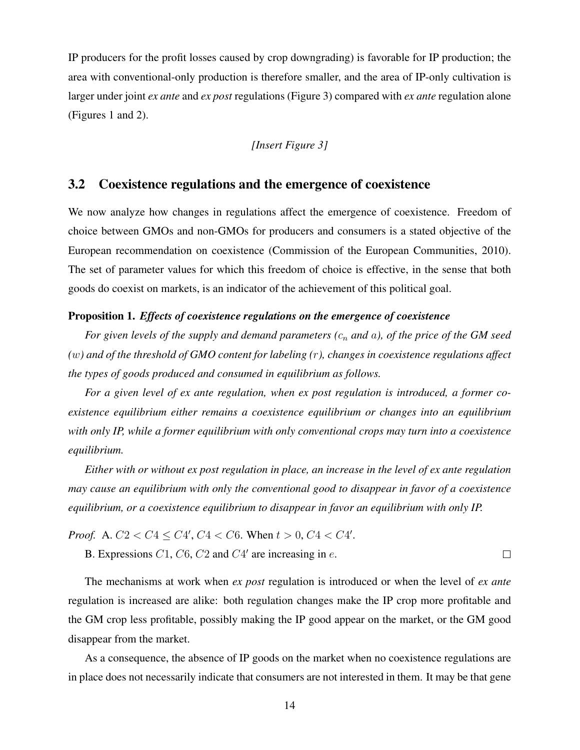IP producers for the profit losses caused by crop downgrading) is favorable for IP production; the area with conventional-only production is therefore smaller, and the area of IP-only cultivation is larger under joint *ex ante* and *ex post* regulations (Figure 3) compared with *ex ante* regulation alone (Figures 1 and 2).

*[Insert Figure 3]*

## 3.2 Coexistence regulations and the emergence of coexistence

We now analyze how changes in regulations affect the emergence of coexistence. Freedom of choice between GMOs and non-GMOs for producers and consumers is a stated objective of the European recommendation on coexistence (Commission of the European Communities, 2010). The set of parameter values for which this freedom of choice is effective, in the sense that both goods do coexist on markets, is an indicator of the achievement of this political goal.

**Proposition 1.** ***Effects of coexistence regulations on the emergence of coexistence***

*For given levels of the supply and demand parameters ($c_n$ and $a$), of the price of the GM seed ($w$) and of the threshold of GMO content for labeling ($r$), changes in coexistence regulations affect the types of goods produced and consumed in equilibrium as follows.*

*For a given level of ex ante regulation, when ex post regulation is introduced, a former coexistence equilibrium either remains a coexistence equilibrium or changes into an equilibrium with only IP, while a former equilibrium with only conventional crops may turn into a coexistence equilibrium.*

*Either with or without ex post regulation in place, an increase in the level of ex ante regulation may cause an equilibrium with only the conventional good to disappear in favor of a coexistence equilibrium, or a coexistence equilibrium to disappear in favor an equilibrium with only IP.*

*Proof.* A. $C2 < C4 \leq C4'$, $C4 < C6$. When $t > 0$, $C4 < C4'$.

B. Expressions $C1$, $C6$, $C2$ and $C4'$ are increasing in $e$. □

The mechanisms at work when *ex post* regulation is introduced or when the level of *ex ante* regulation is increased are alike: both regulation changes make the IP crop more profitable and the GM crop less profitable, possibly making the IP good appear on the market, or the GM good disappear from the market.

As a consequence, the absence of IP goods on the market when no coexistence regulations are in place does not necessarily indicate that consumers are not interested in them. It may be that gene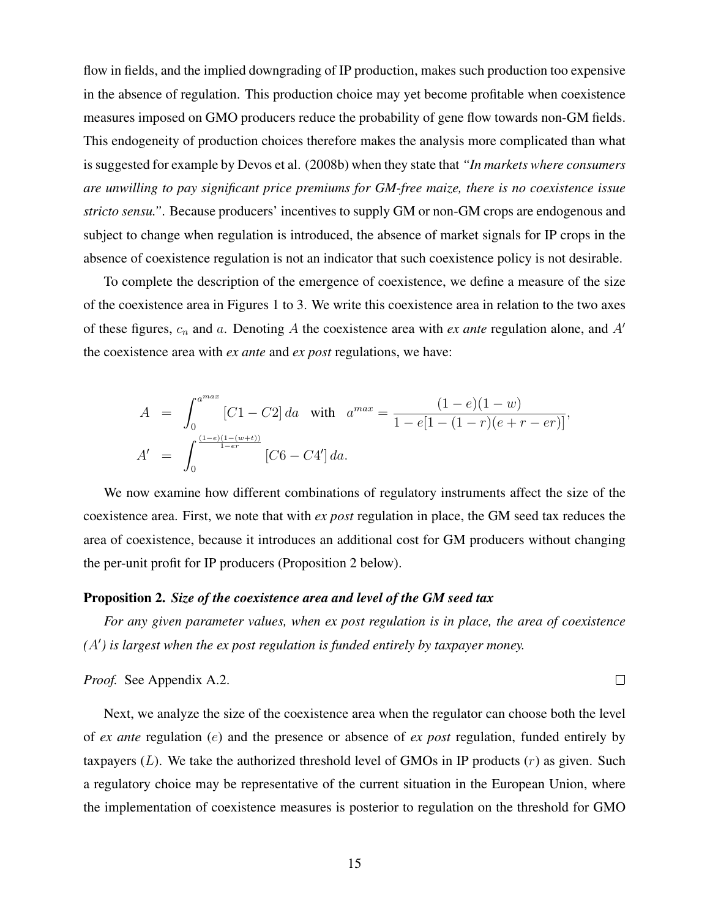flow in fields, and the implied downgrading of IP production, makes such production too expensive in the absence of regulation. This production choice may yet become profitable when coexistence measures imposed on GMO producers reduce the probability of gene flow towards non-GM fields. This endogeneity of production choices therefore makes the analysis more complicated than what is suggested for example by Devos et al. (2008b) when they state that *"In markets where consumers are unwilling to pay significant price premiums for GM-free maize, there is no coexistence issue stricto sensu."*. Because producers' incentives to supply GM or non-GM crops are endogenous and subject to change when regulation is introduced, the absence of market signals for IP crops in the absence of coexistence regulation is not an indicator that such coexistence policy is not desirable.

To complete the description of the emergence of coexistence, we define a measure of the size of the coexistence area in Figures 1 to 3. We write this coexistence area in relation to the two axes of these figures, $c_n$ and $a$. Denoting $A$ the coexistence area with *ex ante* regulation alone, and $A'$ the coexistence area with *ex ante* and *ex post* regulations, we have:

$$
\begin{aligned}
A &= \int_0^{a^{max}} [C1 - C2]\, da \quad \text{with} \quad a^{max} = \frac{(1-e)(1-w)}{1-e[1-(1-r)(e+r-er)]}, \\
A' &= \int_0^{\frac{(1-e)(1-(w+t))}{1-er}} [C6 - C4']\, da.
\end{aligned}
$$

We now examine how different combinations of regulatory instruments affect the size of the coexistence area. First, we note that with *ex post* regulation in place, the GM seed tax reduces the area of coexistence, because it introduces an additional cost for GM producers without changing the per-unit profit for IP producers (Proposition 2 below).

**Proposition 2.** ***Size of the coexistence area and level of the GM seed tax***

*For any given parameter values, when ex post regulation is in place, the area of coexistence ($A'$) is largest when the ex post regulation is funded entirely by taxpayer money.*

*Proof.* See Appendix A.2. □

Next, we analyze the size of the coexistence area when the regulator can choose both the level of *ex ante* regulation ($e$) and the presence or absence of *ex post* regulation, funded entirely by taxpayers ($L$). We take the authorized threshold level of GMOs in IP products ($r$) as given. Such a regulatory choice may be representative of the current situation in the European Union, where the implementation of coexistence measures is posterior to regulation on the threshold for GMO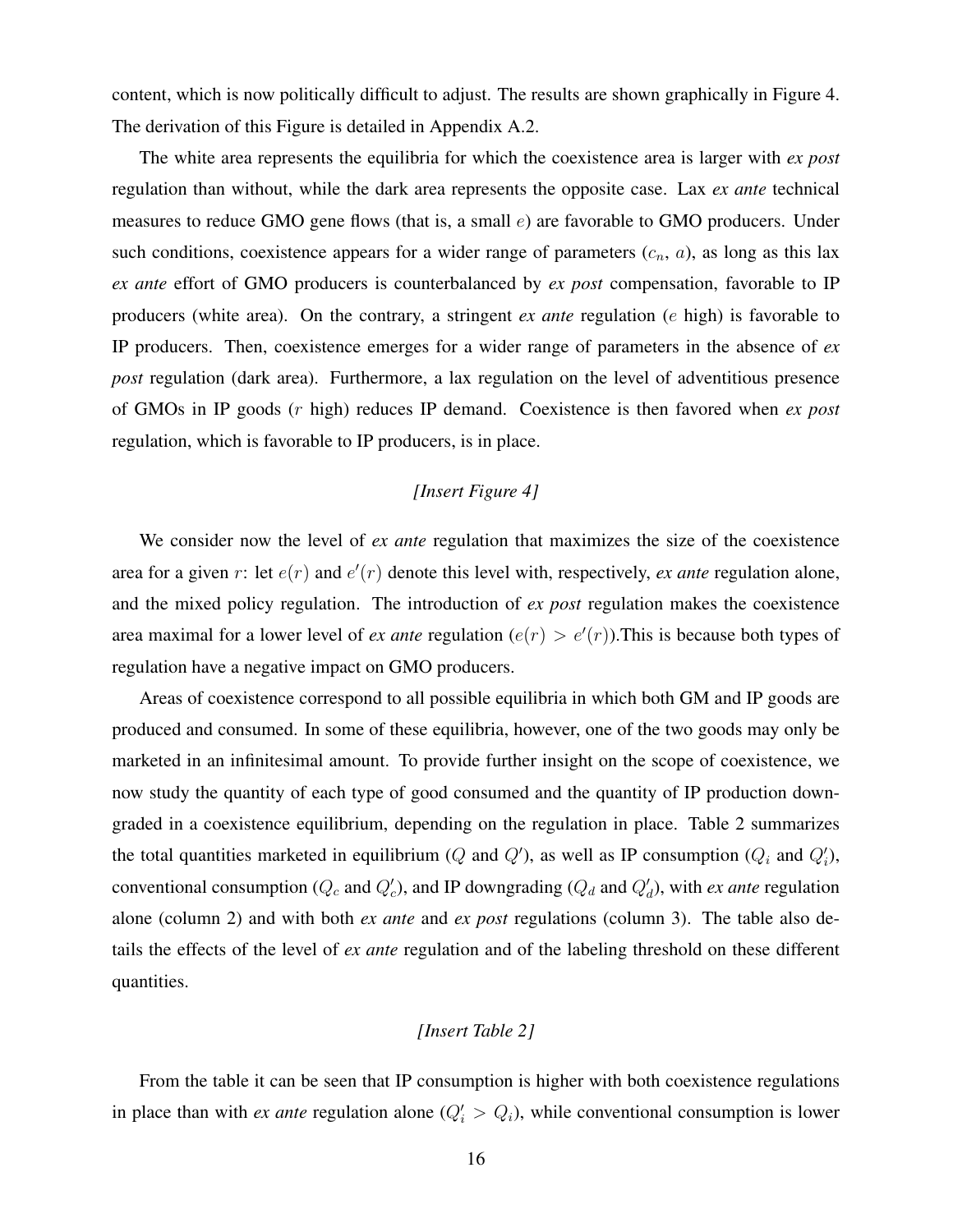content, which is now politically difficult to adjust. The results are shown graphically in Figure 4. The derivation of this Figure is detailed in Appendix A.2.

The white area represents the equilibria for which the coexistence area is larger with *ex post* regulation than without, while the dark area represents the opposite case. Lax *ex ante* technical measures to reduce GMO gene flows (that is, a small $e$) are favorable to GMO producers. Under such conditions, coexistence appears for a wider range of parameters ($c_n$, $a$), as long as this lax *ex ante* effort of GMO producers is counterbalanced by *ex post* compensation, favorable to IP producers (white area). On the contrary, a stringent *ex ante* regulation ($e$ high) is favorable to IP producers. Then, coexistence emerges for a wider range of parameters in the absence of *ex post* regulation (dark area). Furthermore, a lax regulation on the level of adventitious presence of GMOs in IP goods ($r$ high) reduces IP demand. Coexistence is then favored when *ex post* regulation, which is favorable to IP producers, is in place.

*[Insert Figure 4]*

We consider now the level of *ex ante* regulation that maximizes the size of the coexistence area for a given $r$: let $e(r)$ and $e'(r)$ denote this level with, respectively, *ex ante* regulation alone, and the mixed policy regulation. The introduction of *ex post* regulation makes the coexistence area maximal for a lower level of *ex ante* regulation ($e(r) > e'(r)$).This is because both types of regulation have a negative impact on GMO producers.

Areas of coexistence correspond to all possible equilibria in which both GM and IP goods are produced and consumed. In some of these equilibria, however, one of the two goods may only be marketed in an infinitesimal amount. To provide further insight on the scope of coexistence, we now study the quantity of each type of good consumed and the quantity of IP production downgraded in a coexistence equilibrium, depending on the regulation in place. Table 2 summarizes the total quantities marketed in equilibrium ($Q$ and $Q'$), as well as IP consumption ($Q_i$ and $Q'_i$), conventional consumption ($Q_c$ and $Q'_c$), and IP downgrading ($Q_d$ and $Q'_d$), with *ex ante* regulation alone (column 2) and with both *ex ante* and *ex post* regulations (column 3). The table also details the effects of the level of *ex ante* regulation and of the labeling threshold on these different quantities.

*[Insert Table 2]*

From the table it can be seen that IP consumption is higher with both coexistence regulations in place than with *ex ante* regulation alone ($Q'_i > Q_i$), while conventional consumption is lower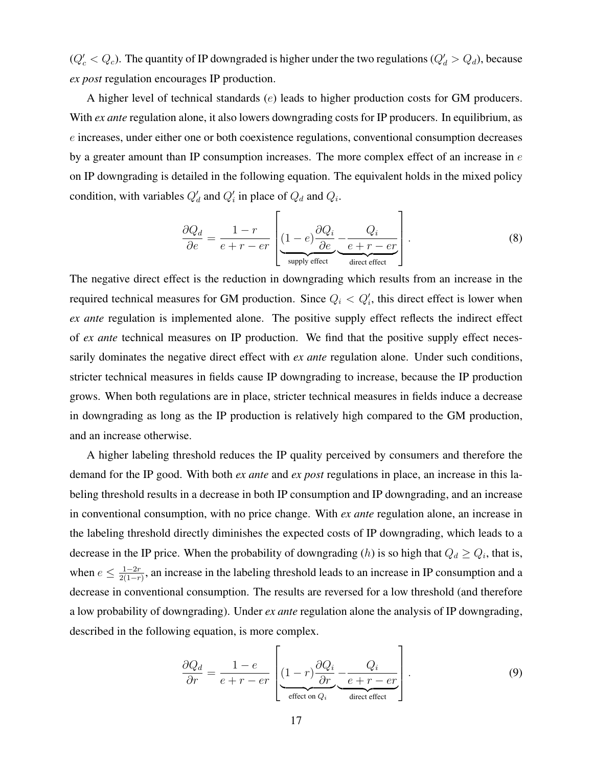($Q_c' < Q_c$). The quantity of IP downgraded is higher under the two regulations ($Q_d' > Q_d$), because *ex post* regulation encourages IP production.

A higher level of technical standards ($e$) leads to higher production costs for GM producers. With *ex ante* regulation alone, it also lowers downgrading costs for IP producers. In equilibrium, as $e$ increases, under either one or both coexistence regulations, conventional consumption decreases by a greater amount than IP consumption increases. The more complex effect of an increase in $e$ on IP downgrading is detailed in the following equation. The equivalent holds in the mixed policy condition, with variables $Q_d'$ and $Q_i'$ in place of $Q_d$ and $Q_i$.

$$\frac{\partial Q_d}{\partial e} = \frac{1-r}{e+r-er}\left[\underbrace{(1-e)\frac{\partial Q_i}{\partial e}}_{\text{supply effect}} - \underbrace{\frac{Q_i}{e+r-er}}_{\text{direct effect}}\right]. \tag{8}$$

The negative direct effect is the reduction in downgrading which results from an increase in the required technical measures for GM production. Since $Q_i < Q_i'$, this direct effect is lower when *ex ante* regulation is implemented alone. The positive supply effect reflects the indirect effect of *ex ante* technical measures on IP production. We find that the positive supply effect necessarily dominates the negative direct effect with *ex ante* regulation alone. Under such conditions, stricter technical measures in fields cause IP downgrading to increase, because the IP production grows. When both regulations are in place, stricter technical measures in fields induce a decrease in downgrading as long as the IP production is relatively high compared to the GM production, and an increase otherwise.

A higher labeling threshold reduces the IP quality perceived by consumers and therefore the demand for the IP good. With both *ex ante* and *ex post* regulations in place, an increase in this labeling threshold results in a decrease in both IP consumption and IP downgrading, and an increase in conventional consumption, with no price change. With *ex ante* regulation alone, an increase in the labeling threshold directly diminishes the expected costs of IP downgrading, which leads to a decrease in the IP price. When the probability of downgrading ($h$) is so high that $Q_d \geq Q_i$, that is, when $e \leq \frac{1-2r}{2(1-r)}$, an increase in the labeling threshold leads to an increase in IP consumption and a decrease in conventional consumption. The results are reversed for a low threshold (and therefore a low probability of downgrading). Under *ex ante* regulation alone the analysis of IP downgrading, described in the following equation, is more complex.

$$\frac{\partial Q_d}{\partial r} = \frac{1-e}{e+r-er}\left[\underbrace{(1-r)\frac{\partial Q_i}{\partial r}}_{\text{effect on } Q_i} - \underbrace{\frac{Q_i}{e+r-er}}_{\text{direct effect}}\right]. \tag{9}$$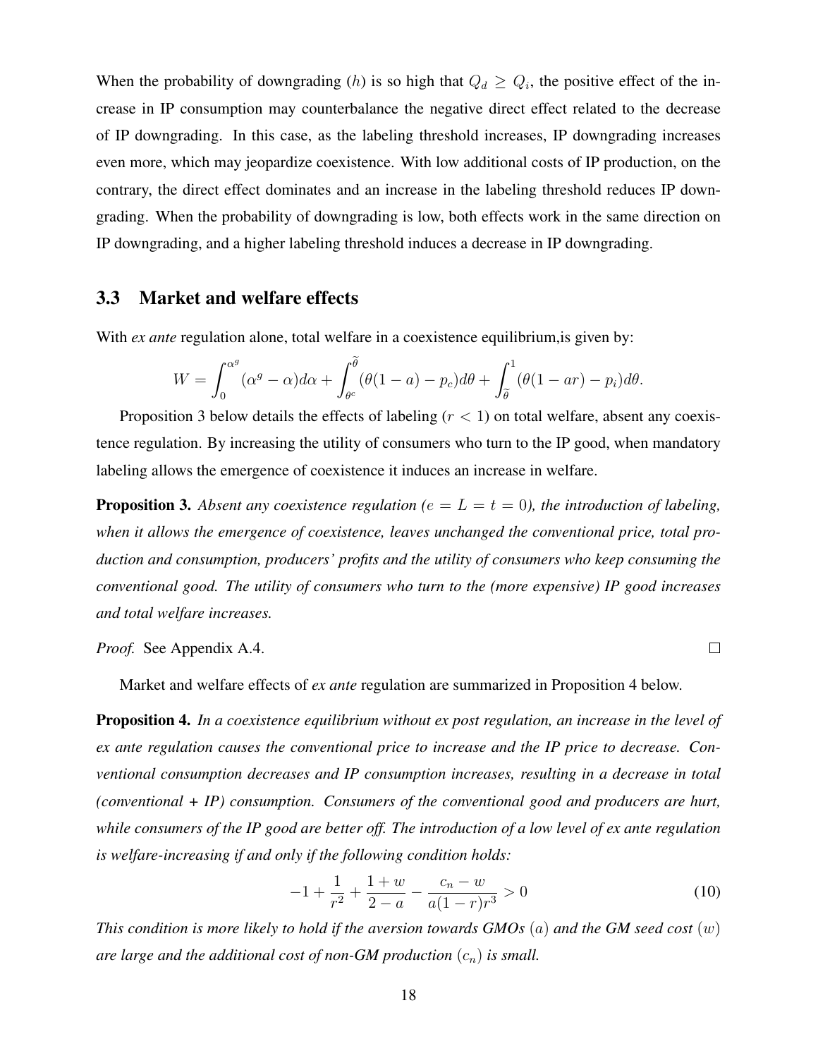When the probability of downgrading ($h$) is so high that $Q_d \geq Q_i$, the positive effect of the increase in IP consumption may counterbalance the negative direct effect related to the decrease of IP downgrading. In this case, as the labeling threshold increases, IP downgrading increases even more, which may jeopardize coexistence. With low additional costs of IP production, on the contrary, the direct effect dominates and an increase in the labeling threshold reduces IP downgrading. When the probability of downgrading is low, both effects work in the same direction on IP downgrading, and a higher labeling threshold induces a decrease in IP downgrading.

### 3.3 Market and welfare effects

With *ex ante* regulation alone, total welfare in a coexistence equilibrium,is given by:

$$W = \int_0^{\alpha^g} (\alpha^g - \alpha) d\alpha + \int_{\theta^c}^{\widetilde{\theta}} (\theta(1-a) - p_c) d\theta + \int_{\widetilde{\theta}}^{1} (\theta(1-ar) - p_i) d\theta.$$

Proposition 3 below details the effects of labeling ($r < 1$) on total welfare, absent any coexistence regulation. By increasing the utility of consumers who turn to the IP good, when mandatory labeling allows the emergence of coexistence it induces an increase in welfare.

**Proposition 3.** *Absent any coexistence regulation ($e = L = t = 0$), the introduction of labeling, when it allows the emergence of coexistence, leaves unchanged the conventional price, total production and consumption, producers' profits and the utility of consumers who keep consuming the conventional good. The utility of consumers who turn to the (more expensive) IP good increases and total welfare increases.*

*Proof.* See Appendix A.4. □

Market and welfare effects of *ex ante* regulation are summarized in Proposition 4 below.

**Proposition 4.** *In a coexistence equilibrium without ex post regulation, an increase in the level of ex ante regulation causes the conventional price to increase and the IP price to decrease. Conventional consumption decreases and IP consumption increases, resulting in a decrease in total (conventional + IP) consumption. Consumers of the conventional good and producers are hurt, while consumers of the IP good are better off. The introduction of a low level of ex ante regulation is welfare-increasing if and only if the following condition holds:*

$$-1 + \frac{1}{r^2} + \frac{1+w}{2-a} - \frac{c_n - w}{a(1-r)r^3} > 0 \tag{10}$$

*This condition is more likely to hold if the aversion towards GMOs ($a$) and the GM seed cost ($w$) are large and the additional cost of non-GM production ($c_n$) is small.*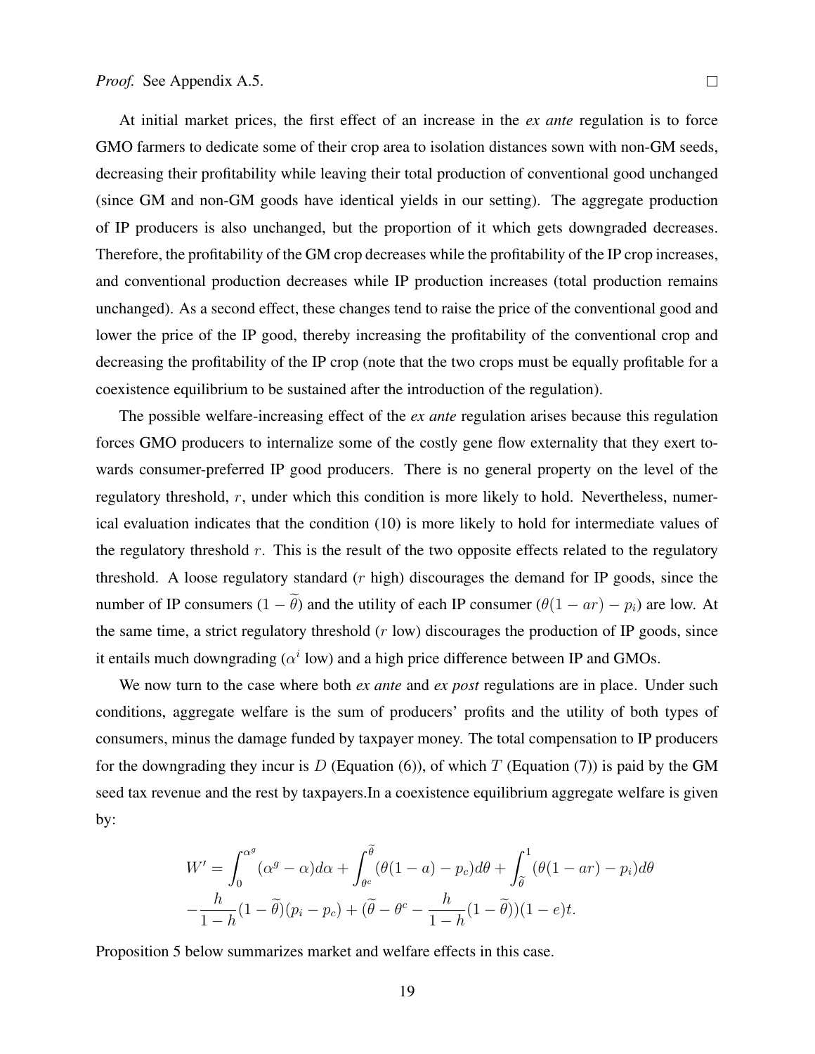*Proof.* See Appendix A.5. □

At initial market prices, the first effect of an increase in the *ex ante* regulation is to force GMO farmers to dedicate some of their crop area to isolation distances sown with non-GM seeds, decreasing their profitability while leaving their total production of conventional good unchanged (since GM and non-GM goods have identical yields in our setting). The aggregate production of IP producers is also unchanged, but the proportion of it which gets downgraded decreases. Therefore, the profitability of the GM crop decreases while the profitability of the IP crop increases, and conventional production decreases while IP production increases (total production remains unchanged). As a second effect, these changes tend to raise the price of the conventional good and lower the price of the IP good, thereby increasing the profitability of the conventional crop and decreasing the profitability of the IP crop (note that the two crops must be equally profitable for a coexistence equilibrium to be sustained after the introduction of the regulation).

The possible welfare-increasing effect of the *ex ante* regulation arises because this regulation forces GMO producers to internalize some of the costly gene flow externality that they exert towards consumer-preferred IP good producers. There is no general property on the level of the regulatory threshold, $r$, under which this condition is more likely to hold. Nevertheless, numerical evaluation indicates that the condition (10) is more likely to hold for intermediate values of the regulatory threshold $r$. This is the result of the two opposite effects related to the regulatory threshold. A loose regulatory standard ($r$ high) discourages the demand for IP goods, since the number of IP consumers ($1-\widetilde{\theta}$) and the utility of each IP consumer ($\theta(1-ar)-p_i$) are low. At the same time, a strict regulatory threshold ($r$ low) discourages the production of IP goods, since it entails much downgrading ($\alpha^i$ low) and a high price difference between IP and GMOs.

We now turn to the case where both *ex ante* and *ex post* regulations are in place. Under such conditions, aggregate welfare is the sum of producers' profits and the utility of both types of consumers, minus the damage funded by taxpayer money. The total compensation to IP producers for the downgrading they incur is $D$ (Equation (6)), of which $T$ (Equation (7)) is paid by the GM seed tax revenue and the rest by taxpayers.In a coexistence equilibrium aggregate welfare is given by:

$$
W' = \int_0^{\alpha^g} (\alpha^g - \alpha) d\alpha + \int_{\theta^c}^{\widetilde{\theta}} (\theta(1-a) - p_c) d\theta + \int_{\widetilde{\theta}}^{1} (\theta(1-ar) - p_i) d\theta
$$
$$
-\frac{h}{1-h}(1-\widetilde{\theta})(p_i - p_c) + (\widetilde{\theta} - \theta^c - \frac{h}{1-h}(1-\widetilde{\theta}))(1-e)t.
$$

Proposition 5 below summarizes market and welfare effects in this case.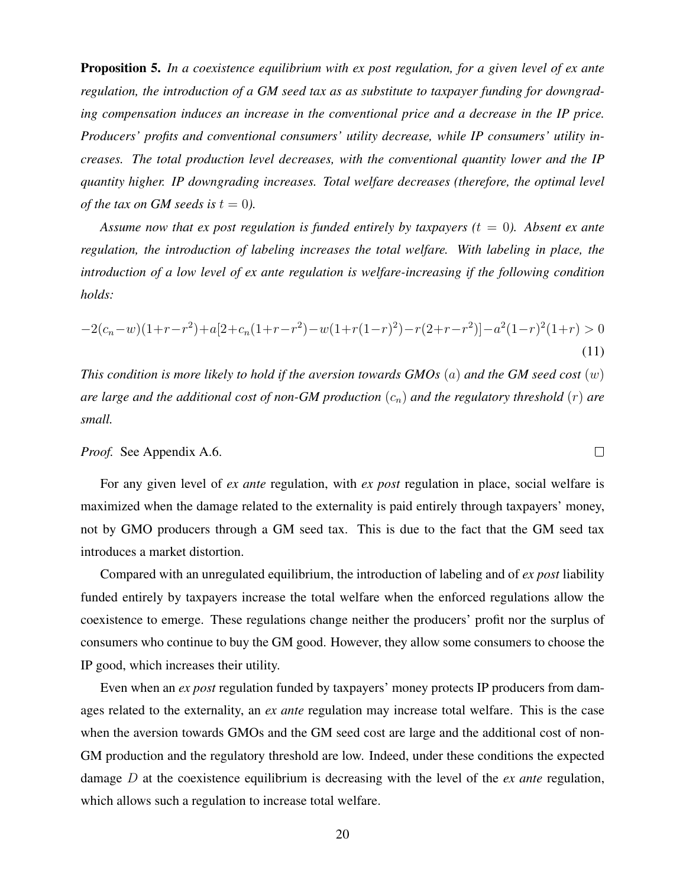**Proposition 5.** *In a coexistence equilibrium with ex post regulation, for a given level of ex ante regulation, the introduction of a GM seed tax as as substitute to taxpayer funding for downgrading compensation induces an increase in the conventional price and a decrease in the IP price. Producers' profits and conventional consumers' utility decrease, while IP consumers' utility increases. The total production level decreases, with the conventional quantity lower and the IP quantity higher. IP downgrading increases. Total welfare decreases (therefore, the optimal level of the tax on GM seeds is $t = 0$).*

*Assume now that ex post regulation is funded entirely by taxpayers ($t = 0$). Absent ex ante regulation, the introduction of labeling increases the total welfare. With labeling in place, the introduction of a low level of ex ante regulation is welfare-increasing if the following condition holds:*

$$-2(c_n-w)(1+r-r^2)+a[2+c_n(1+r-r^2)-w(1+r(1-r)^2)-r(2+r-r^2)]-a^2(1-r)^2(1+r) > 0 \tag{11}$$

*This condition is more likely to hold if the aversion towards GMOs $(a)$ and the GM seed cost $(w)$ are large and the additional cost of non-GM production $(c_n)$ and the regulatory threshold $(r)$ are small.*

*Proof.* See Appendix A.6. □

For any given level of *ex ante* regulation, with *ex post* regulation in place, social welfare is maximized when the damage related to the externality is paid entirely through taxpayers' money, not by GMO producers through a GM seed tax. This is due to the fact that the GM seed tax introduces a market distortion.

Compared with an unregulated equilibrium, the introduction of labeling and of *ex post* liability funded entirely by taxpayers increase the total welfare when the enforced regulations allow the coexistence to emerge. These regulations change neither the producers' profit nor the surplus of consumers who continue to buy the GM good. However, they allow some consumers to choose the IP good, which increases their utility.

Even when an *ex post* regulation funded by taxpayers' money protects IP producers from damages related to the externality, an *ex ante* regulation may increase total welfare. This is the case when the aversion towards GMOs and the GM seed cost are large and the additional cost of non-GM production and the regulatory threshold are low. Indeed, under these conditions the expected damage $D$ at the coexistence equilibrium is decreasing with the level of the *ex ante* regulation, which allows such a regulation to increase total welfare.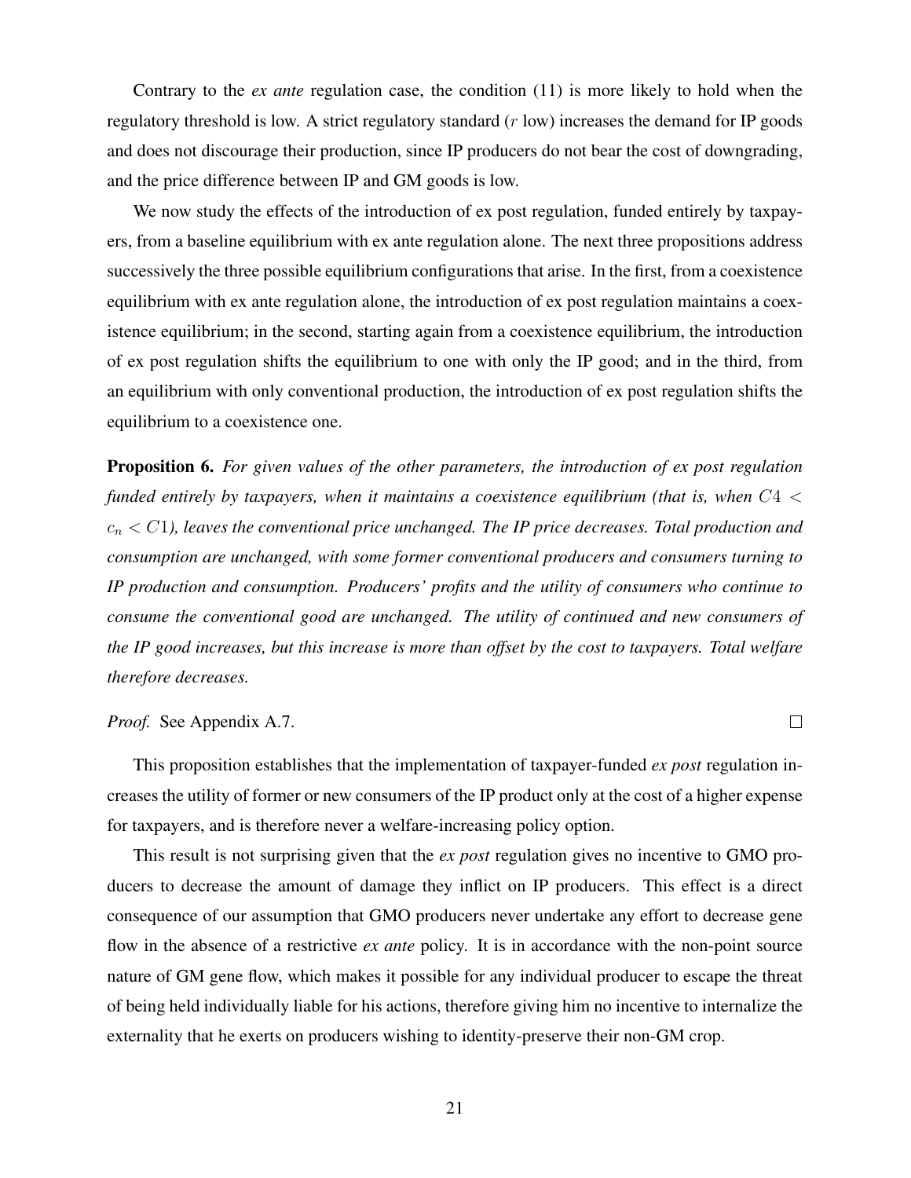Contrary to the *ex ante* regulation case, the condition (11) is more likely to hold when the regulatory threshold is low. A strict regulatory standard ($r$ low) increases the demand for IP goods and does not discourage their production, since IP producers do not bear the cost of downgrading, and the price difference between IP and GM goods is low.

We now study the effects of the introduction of ex post regulation, funded entirely by taxpayers, from a baseline equilibrium with ex ante regulation alone. The next three propositions address successively the three possible equilibrium configurations that arise. In the first, from a coexistence equilibrium with ex ante regulation alone, the introduction of ex post regulation maintains a coexistence equilibrium; in the second, starting again from a coexistence equilibrium, the introduction of ex post regulation shifts the equilibrium to one with only the IP good; and in the third, from an equilibrium with only conventional production, the introduction of ex post regulation shifts the equilibrium to a coexistence one.

**Proposition 6.** *For given values of the other parameters, the introduction of ex post regulation funded entirely by taxpayers, when it maintains a coexistence equilibrium (that is, when $C4 < c_n < C1$), leaves the conventional price unchanged. The IP price decreases. Total production and consumption are unchanged, with some former conventional producers and consumers turning to IP production and consumption. Producers' profits and the utility of consumers who continue to consume the conventional good are unchanged. The utility of continued and new consumers of the IP good increases, but this increase is more than offset by the cost to taxpayers. Total welfare therefore decreases.*

*Proof.* See Appendix A.7. □

This proposition establishes that the implementation of taxpayer-funded *ex post* regulation increases the utility of former or new consumers of the IP product only at the cost of a higher expense for taxpayers, and is therefore never a welfare-increasing policy option.

This result is not surprising given that the *ex post* regulation gives no incentive to GMO producers to decrease the amount of damage they inflict on IP producers. This effect is a direct consequence of our assumption that GMO producers never undertake any effort to decrease gene flow in the absence of a restrictive *ex ante* policy. It is in accordance with the non-point source nature of GM gene flow, which makes it possible for any individual producer to escape the threat of being held individually liable for his actions, therefore giving him no incentive to internalize the externality that he exerts on producers wishing to identity-preserve their non-GM crop.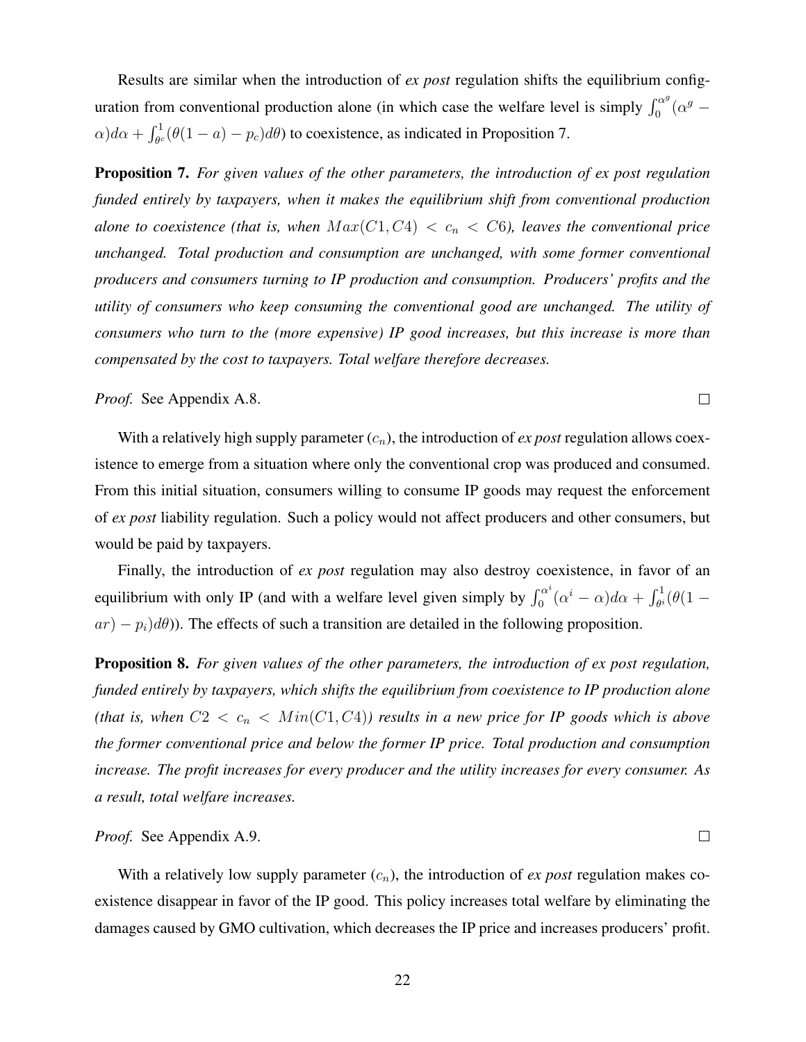Results are similar when the introduction of *ex post* regulation shifts the equilibrium configuration from conventional production alone (in which case the welfare level is simply $\int_0^{\alpha^g}(\alpha^g - \alpha)d\alpha + \int_{\theta^c}^1(\theta(1-a) - p_c)d\theta$) to coexistence, as indicated in Proposition 7.

**Proposition 7.** *For given values of the other parameters, the introduction of ex post regulation funded entirely by taxpayers, when it makes the equilibrium shift from conventional production alone to coexistence (that is, when $Max(C1, C4) < c_n < C6$), leaves the conventional price unchanged. Total production and consumption are unchanged, with some former conventional producers and consumers turning to IP production and consumption. Producers' profits and the utility of consumers who keep consuming the conventional good are unchanged. The utility of consumers who turn to the (more expensive) IP good increases, but this increase is more than compensated by the cost to taxpayers. Total welfare therefore decreases.*

*Proof.* See Appendix A.8. □

With a relatively high supply parameter ($c_n$), the introduction of *ex post* regulation allows coexistence to emerge from a situation where only the conventional crop was produced and consumed. From this initial situation, consumers willing to consume IP goods may request the enforcement of *ex post* liability regulation. Such a policy would not affect producers and other consumers, but would be paid by taxpayers.

Finally, the introduction of *ex post* regulation may also destroy coexistence, in favor of an equilibrium with only IP (and with a welfare level given simply by $\int_0^{\alpha^i}(\alpha^i - \alpha)d\alpha + \int_{\theta^i}^1(\theta(1 - ar) - p_i)d\theta)$). The effects of such a transition are detailed in the following proposition.

**Proposition 8.** *For given values of the other parameters, the introduction of ex post regulation, funded entirely by taxpayers, which shifts the equilibrium from coexistence to IP production alone (that is, when $C2 < c_n < Min(C1, C4)$) results in a new price for IP goods which is above the former conventional price and below the former IP price. Total production and consumption increase. The profit increases for every producer and the utility increases for every consumer. As a result, total welfare increases.*

*Proof.* See Appendix A.9. □

With a relatively low supply parameter ($c_n$), the introduction of *ex post* regulation makes coexistence disappear in favor of the IP good. This policy increases total welfare by eliminating the damages caused by GMO cultivation, which decreases the IP price and increases producers' profit.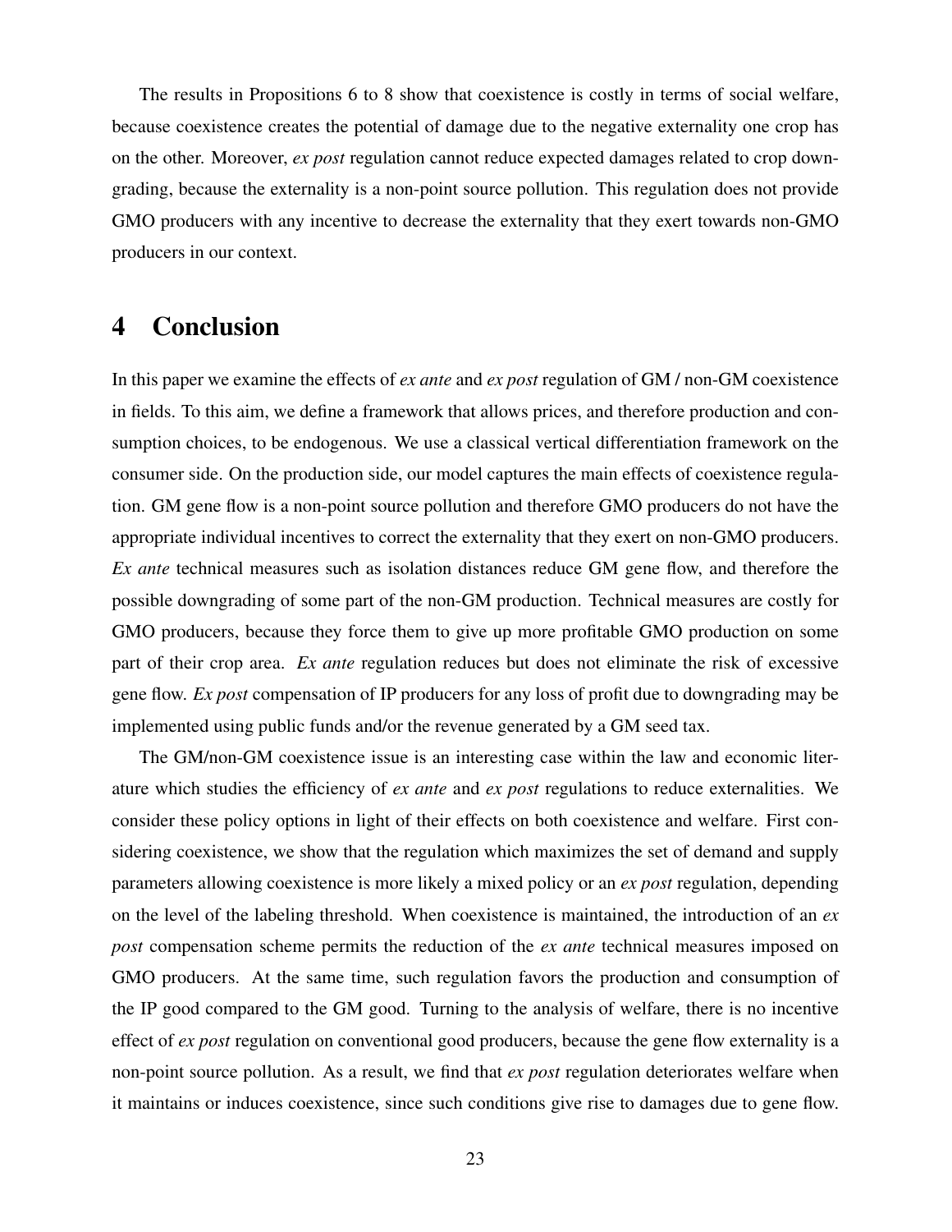The results in Propositions 6 to 8 show that coexistence is costly in terms of social welfare, because coexistence creates the potential of damage due to the negative externality one crop has on the other. Moreover, *ex post* regulation cannot reduce expected damages related to crop downgrading, because the externality is a non-point source pollution. This regulation does not provide GMO producers with any incentive to decrease the externality that they exert towards non-GMO producers in our context.

# 4 Conclusion

In this paper we examine the effects of *ex ante* and *ex post* regulation of GM / non-GM coexistence in fields. To this aim, we define a framework that allows prices, and therefore production and consumption choices, to be endogenous. We use a classical vertical differentiation framework on the consumer side. On the production side, our model captures the main effects of coexistence regulation. GM gene flow is a non-point source pollution and therefore GMO producers do not have the appropriate individual incentives to correct the externality that they exert on non-GMO producers. *Ex ante* technical measures such as isolation distances reduce GM gene flow, and therefore the possible downgrading of some part of the non-GM production. Technical measures are costly for GMO producers, because they force them to give up more profitable GMO production on some part of their crop area. *Ex ante* regulation reduces but does not eliminate the risk of excessive gene flow. *Ex post* compensation of IP producers for any loss of profit due to downgrading may be implemented using public funds and/or the revenue generated by a GM seed tax.

The GM/non-GM coexistence issue is an interesting case within the law and economic literature which studies the efficiency of *ex ante* and *ex post* regulations to reduce externalities. We consider these policy options in light of their effects on both coexistence and welfare. First considering coexistence, we show that the regulation which maximizes the set of demand and supply parameters allowing coexistence is more likely a mixed policy or an *ex post* regulation, depending on the level of the labeling threshold. When coexistence is maintained, the introduction of an *ex post* compensation scheme permits the reduction of the *ex ante* technical measures imposed on GMO producers. At the same time, such regulation favors the production and consumption of the IP good compared to the GM good. Turning to the analysis of welfare, there is no incentive effect of *ex post* regulation on conventional good producers, because the gene flow externality is a non-point source pollution. As a result, we find that *ex post* regulation deteriorates welfare when it maintains or induces coexistence, since such conditions give rise to damages due to gene flow.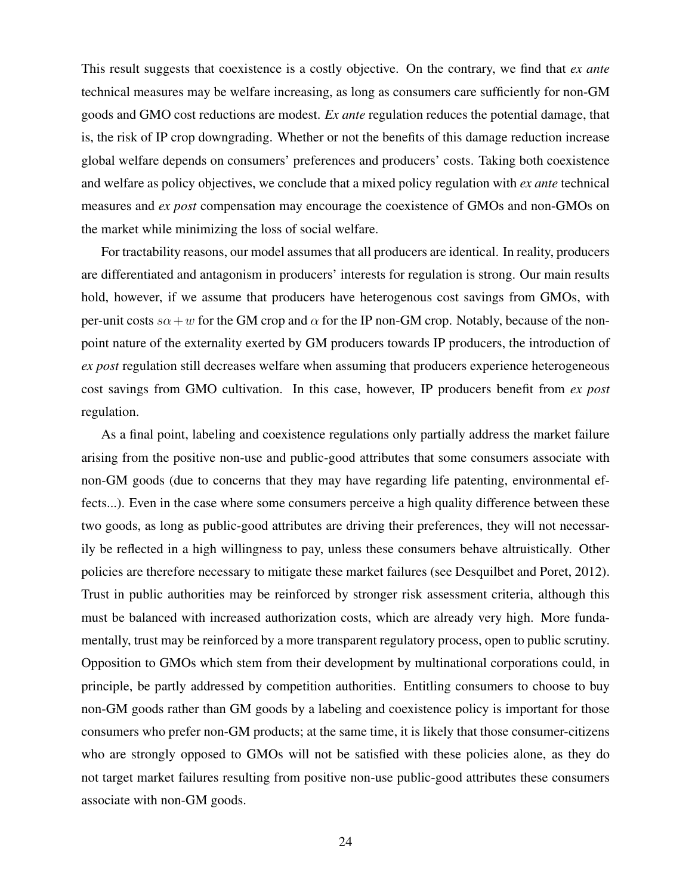This result suggests that coexistence is a costly objective. On the contrary, we find that *ex ante* technical measures may be welfare increasing, as long as consumers care sufficiently for non-GM goods and GMO cost reductions are modest. *Ex ante* regulation reduces the potential damage, that is, the risk of IP crop downgrading. Whether or not the benefits of this damage reduction increase global welfare depends on consumers' preferences and producers' costs. Taking both coexistence and welfare as policy objectives, we conclude that a mixed policy regulation with *ex ante* technical measures and *ex post* compensation may encourage the coexistence of GMOs and non-GMOs on the market while minimizing the loss of social welfare.

For tractability reasons, our model assumes that all producers are identical. In reality, producers are differentiated and antagonism in producers' interests for regulation is strong. Our main results hold, however, if we assume that producers have heterogenous cost savings from GMOs, with per-unit costs $s\alpha + w$ for the GM crop and $\alpha$ for the IP non-GM crop. Notably, because of the non-point nature of the externality exerted by GM producers towards IP producers, the introduction of *ex post* regulation still decreases welfare when assuming that producers experience heterogeneous cost savings from GMO cultivation. In this case, however, IP producers benefit from *ex post* regulation.

As a final point, labeling and coexistence regulations only partially address the market failure arising from the positive non-use and public-good attributes that some consumers associate with non-GM goods (due to concerns that they may have regarding life patenting, environmental effects...). Even in the case where some consumers perceive a high quality difference between these two goods, as long as public-good attributes are driving their preferences, they will not necessarily be reflected in a high willingness to pay, unless these consumers behave altruistically. Other policies are therefore necessary to mitigate these market failures (see Desquilbet and Poret, 2012). Trust in public authorities may be reinforced by stronger risk assessment criteria, although this must be balanced with increased authorization costs, which are already very high. More fundamentally, trust may be reinforced by a more transparent regulatory process, open to public scrutiny. Opposition to GMOs which stem from their development by multinational corporations could, in principle, be partly addressed by competition authorities. Entitling consumers to choose to buy non-GM goods rather than GM goods by a labeling and coexistence policy is important for those consumers who prefer non-GM products; at the same time, it is likely that those consumer-citizens who are strongly opposed to GMOs will not be satisfied with these policies alone, as they do not target market failures resulting from positive non-use public-good attributes these consumers associate with non-GM goods.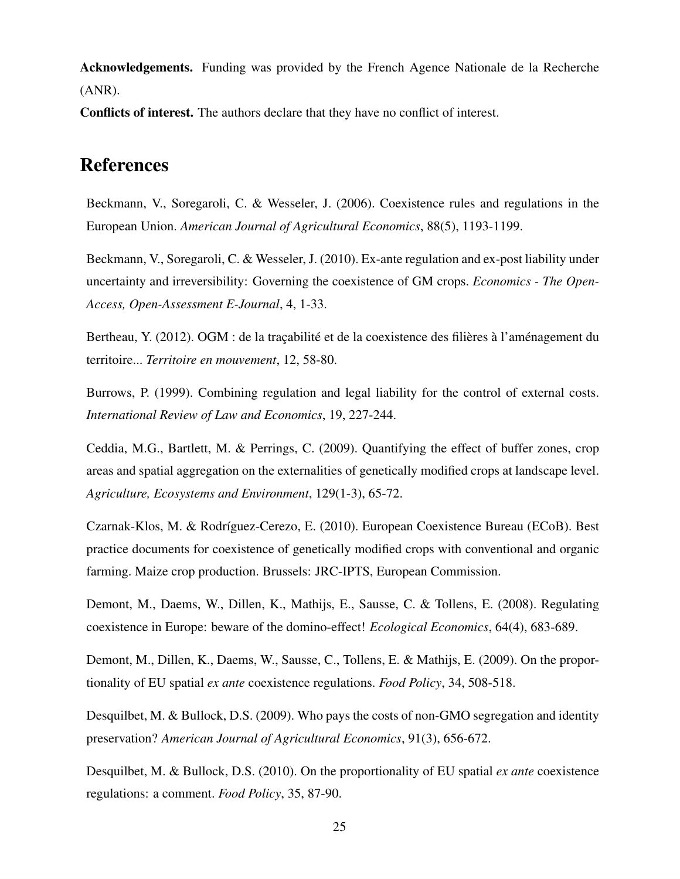**Acknowledgements.** Funding was provided by the French Agence Nationale de la Recherche (ANR).

**Conflicts of interest.** The authors declare that they have no conflict of interest.

# References

Beckmann, V., Soregaroli, C. & Wesseler, J. (2006). Coexistence rules and regulations in the European Union. *American Journal of Agricultural Economics*, 88(5), 1193-1199.

Beckmann, V., Soregaroli, C. & Wesseler, J. (2010). Ex-ante regulation and ex-post liability under uncertainty and irreversibility: Governing the coexistence of GM crops. *Economics - The Open-Access, Open-Assessment E-Journal*, 4, 1-33.

Bertheau, Y. (2012). OGM : de la traçabilité et de la coexistence des filières à l'aménagement du territoire... *Territoire en mouvement*, 12, 58-80.

Burrows, P. (1999). Combining regulation and legal liability for the control of external costs. *International Review of Law and Economics*, 19, 227-244.

Ceddia, M.G., Bartlett, M. & Perrings, C. (2009). Quantifying the effect of buffer zones, crop areas and spatial aggregation on the externalities of genetically modified crops at landscape level. *Agriculture, Ecosystems and Environment*, 129(1-3), 65-72.

Czarnak-Klos, M. & Rodríguez-Cerezo, E. (2010). European Coexistence Bureau (ECoB). Best practice documents for coexistence of genetically modified crops with conventional and organic farming. Maize crop production. Brussels: JRC-IPTS, European Commission.

Demont, M., Daems, W., Dillen, K., Mathijs, E., Sausse, C. & Tollens, E. (2008). Regulating coexistence in Europe: beware of the domino-effect! *Ecological Economics*, 64(4), 683-689.

Demont, M., Dillen, K., Daems, W., Sausse, C., Tollens, E. & Mathijs, E. (2009). On the proportionality of EU spatial *ex ante* coexistence regulations. *Food Policy*, 34, 508-518.

Desquilbet, M. & Bullock, D.S. (2009). Who pays the costs of non-GMO segregation and identity preservation? *American Journal of Agricultural Economics*, 91(3), 656-672.

Desquilbet, M. & Bullock, D.S. (2010). On the proportionality of EU spatial *ex ante* coexistence regulations: a comment. *Food Policy*, 35, 87-90.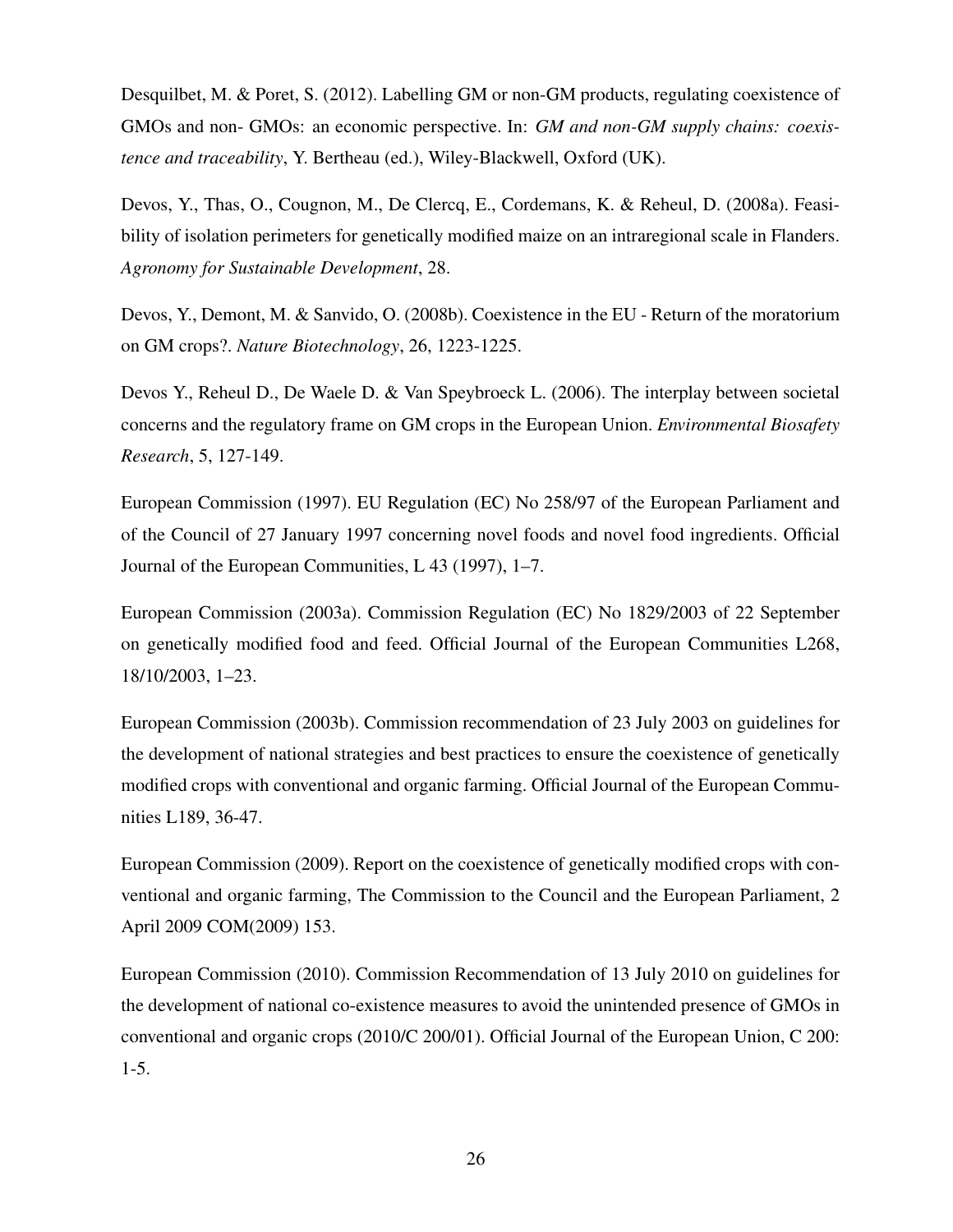Desquilbet, M. & Poret, S. (2012). Labelling GM or non-GM products, regulating coexistence of GMOs and non- GMOs: an economic perspective. In: *GM and non-GM supply chains: coexistence and traceability*, Y. Bertheau (ed.), Wiley-Blackwell, Oxford (UK).

Devos, Y., Thas, O., Cougnon, M., De Clercq, E., Cordemans, K. & Reheul, D. (2008a). Feasibility of isolation perimeters for genetically modified maize on an intraregional scale in Flanders. *Agronomy for Sustainable Development*, 28.

Devos, Y., Demont, M. & Sanvido, O. (2008b). Coexistence in the EU - Return of the moratorium on GM crops?. *Nature Biotechnology*, 26, 1223-1225.

Devos Y., Reheul D., De Waele D. & Van Speybroeck L. (2006). The interplay between societal concerns and the regulatory frame on GM crops in the European Union. *Environmental Biosafety Research*, 5, 127-149.

European Commission (1997). EU Regulation (EC) No 258/97 of the European Parliament and of the Council of 27 January 1997 concerning novel foods and novel food ingredients. Official Journal of the European Communities, L 43 (1997), 1–7.

European Commission (2003a). Commission Regulation (EC) No 1829/2003 of 22 September on genetically modified food and feed. Official Journal of the European Communities L268, 18/10/2003, 1–23.

European Commission (2003b). Commission recommendation of 23 July 2003 on guidelines for the development of national strategies and best practices to ensure the coexistence of genetically modified crops with conventional and organic farming. Official Journal of the European Communities L189, 36-47.

European Commission (2009). Report on the coexistence of genetically modified crops with conventional and organic farming, The Commission to the Council and the European Parliament, 2 April 2009 COM(2009) 153.

European Commission (2010). Commission Recommendation of 13 July 2010 on guidelines for the development of national co-existence measures to avoid the unintended presence of GMOs in conventional and organic crops (2010/C 200/01). Official Journal of the European Union, C 200: 1-5.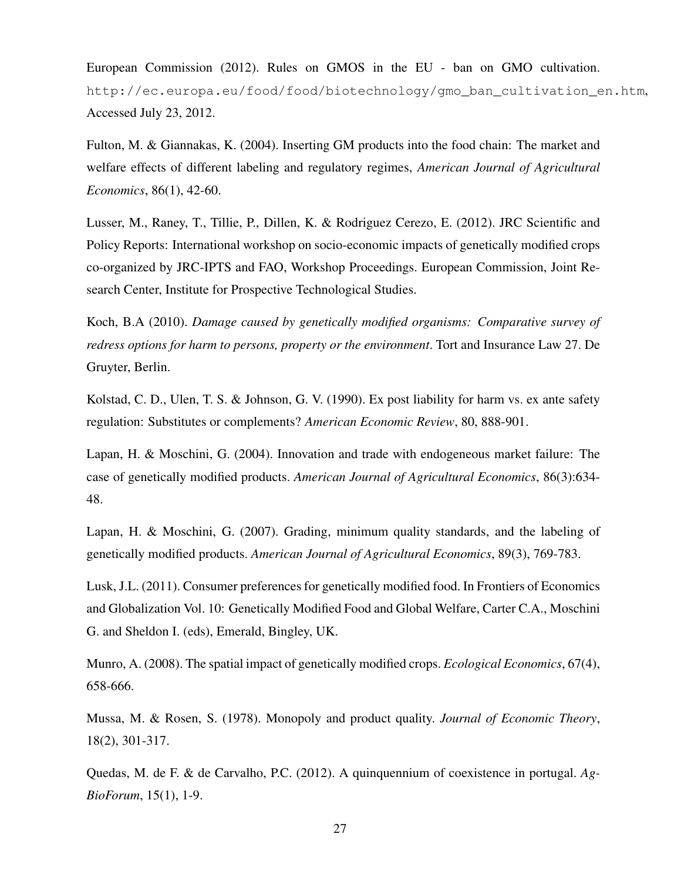European Commission (2012). Rules on GMOS in the EU - ban on GMO cultivation. `http://ec.europa.eu/food/food/biotechnology/gmo_ban_cultivation_en.htm`, Accessed July 23, 2012.

Fulton, M. & Giannakas, K. (2004). Inserting GM products into the food chain: The market and welfare effects of different labeling and regulatory regimes, *American Journal of Agricultural Economics*, 86(1), 42-60.

Lusser, M., Raney, T., Tillie, P., Dillen, K. & Rodriguez Cerezo, E. (2012). JRC Scientific and Policy Reports: International workshop on socio-economic impacts of genetically modified crops co-organized by JRC-IPTS and FAO, Workshop Proceedings. European Commission, Joint Research Center, Institute for Prospective Technological Studies.

Koch, B.A (2010). *Damage caused by genetically modified organisms: Comparative survey of redress options for harm to persons, property or the environment*. Tort and Insurance Law 27. De Gruyter, Berlin.

Kolstad, C. D., Ulen, T. S. & Johnson, G. V. (1990). Ex post liability for harm vs. ex ante safety regulation: Substitutes or complements? *American Economic Review*, 80, 888-901.

Lapan, H. & Moschini, G. (2004). Innovation and trade with endogeneous market failure: The case of genetically modified products. *American Journal of Agricultural Economics*, 86(3):634-48.

Lapan, H. & Moschini, G. (2007). Grading, minimum quality standards, and the labeling of genetically modified products. *American Journal of Agricultural Economics*, 89(3), 769-783.

Lusk, J.L. (2011). Consumer preferences for genetically modified food. In Frontiers of Economics and Globalization Vol. 10: Genetically Modified Food and Global Welfare, Carter C.A., Moschini G. and Sheldon I. (eds), Emerald, Bingley, UK.

Munro, A. (2008). The spatial impact of genetically modified crops. *Ecological Economics*, 67(4), 658-666.

Mussa, M. & Rosen, S. (1978). Monopoly and product quality. *Journal of Economic Theory*, 18(2), 301-317.

Quedas, M. de F. & de Carvalho, P.C. (2012). A quinquennium of coexistence in portugal. *AgBioForum*, 15(1), 1-9.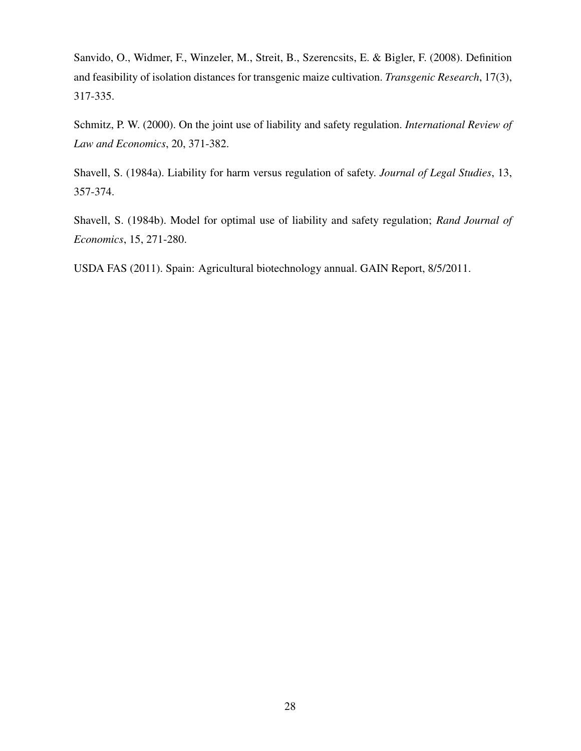Sanvido, O., Widmer, F., Winzeler, M., Streit, B., Szerencsits, E. & Bigler, F. (2008). Definition and feasibility of isolation distances for transgenic maize cultivation. *Transgenic Research*, 17(3), 317-335.

Schmitz, P. W. (2000). On the joint use of liability and safety regulation. *International Review of Law and Economics*, 20, 371-382.

Shavell, S. (1984a). Liability for harm versus regulation of safety. *Journal of Legal Studies*, 13, 357-374.

Shavell, S. (1984b). Model for optimal use of liability and safety regulation; *Rand Journal of Economics*, 15, 271-280.

USDA FAS (2011). Spain: Agricultural biotechnology annual. GAIN Report, 8/5/2011.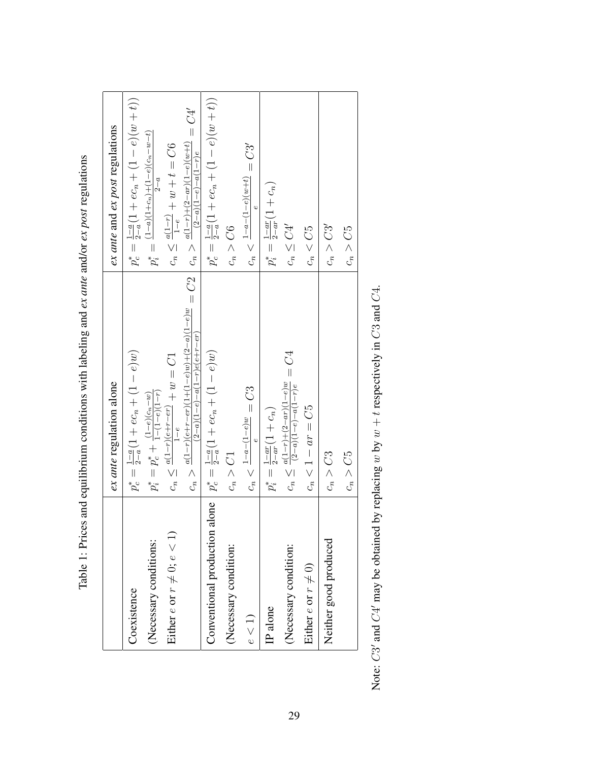Table 1: Prices and equilibrium conditions with labeling and *ex ante* and/or *ex post* regulations

| | *ex ante* regulation alone | *ex ante* and *ex post* regulations |
|---|---|---|
| Coexistence | $p_c^* = \frac{1-a}{2-a}(1 + ec_n + (1-e)w)$ | $p_c^* = \frac{1-a}{2-a}(1 + ec_n + (1-e)(w+t))$ |
| (Necessary conditions: | $p_i^* = p_c^* + \frac{(1-e)(c_n - w)}{1-(1-e)(1-r)}$ | $p_i^* = \frac{(1-a)(1+c_n)+(1-e)(c_n-w-t)}{2-a}$ |
| Either $e$ or $r \neq 0$; $e < 1$) | $c_n \leq \frac{a(1-r)(e+r-er)}{1-e} + w = C1$ | $c_n \leq \frac{a(1-r)}{1-e} + w + t = C6$ |
| | $c_n > \frac{a(1-r)(e+r-er)(1+(1-e)w)+(2-a)(1-e)w}{(2-a)(1-e)-a(1-r)e(e+r-er)} = C2$ | $c_n > \frac{a(1-r)+(2-ar)(1-e)(w+t)}{(2-a)(1-e)-a(1-r)e} = C4'$ |
| Conventional production alone | $p_c^* = \frac{1-a}{2-a}(1 + ec_n + (1-e)w)$ | $p_c^* = \frac{1-a}{2-a}(1 + ec_n + (1-e)(w+t))$ |
| (Necessary condition: | $c_n > C1$ | $c_n > C6$ |
| $e < 1$) | $c_n < \frac{1-a-(1-e)w}{e} = C3$ | $c_n < \frac{1-a-(1-e)(w+t)}{e} = C3'$ |
| IP alone | $p_i^* = \frac{1-ar}{2-ar}(1 + c_n)$ | $p_i^* = \frac{1-ar}{2-ar}(1 + c_n)$ |
| (Necessary condition: | $c_n \leq \frac{a(1-r)+(2-ar)(1-e)w}{(2-a)(1-e)-a(1-r)e} = C4$ | $c_n \leq C4'$ |
| Either $e$ or $r \neq 0$) | $c_n < 1 - ar = C5$ | $c_n < C5$ |
| Neither good produced | $c_n > C3$ | $c_n > C3'$ |
| | $c_n > C5$ | $c_n > C5$ |

Note: $C3'$ and $C4'$ may be obtained by replacing $w$ by $w + t$ respectively in $C3$ and $C4$.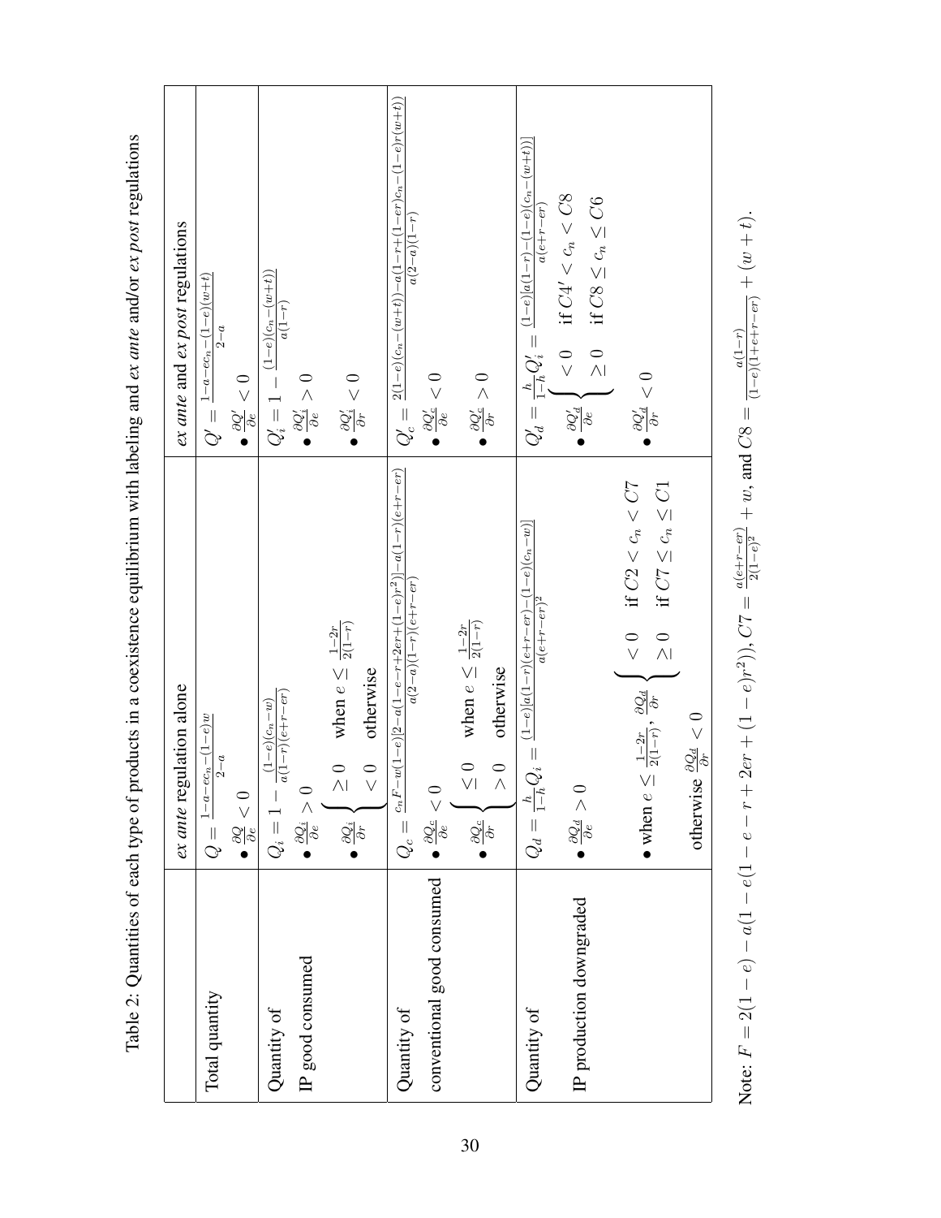Table 2: Quantities of each type of products in a coexistence equilibrium with labeling and *ex ante* and/or *ex post* regulations

| | *ex ante* regulation alone | *ex ante* and *ex post* regulations |
|---|---|---|
| Total quantity | $Q = \frac{1-a-ec_n-(1-e)w}{2-a}$ <br> • $\frac{\partial Q}{\partial e} < 0$ | $Q' = \frac{1-a-ec_n-(1-e)(w+t)}{2-a}$ <br> • $\frac{\partial Q'}{\partial e} < 0$ |
| Quantity of IP good consumed | $Q_i = 1 - \frac{(1-e)(c_n-w)}{a(1-r)(e+r-er)}$ <br> • $\frac{\partial Q_i}{\partial e} > 0$ <br> • $\frac{\partial Q_i}{\partial r} \begin{cases} \geq 0 & \text{when } e \leq \frac{1-2r}{2(1-r)} \\ < 0 & \text{otherwise} \end{cases}$ | $Q_i' = 1 - \frac{(1-e)(c_n-(w+t))}{a(1-r)}$ <br> • $\frac{\partial Q_i'}{\partial e} > 0$ <br> • $\frac{\partial Q_i'}{\partial r} < 0$ |
| Quantity of conventional good consumed | $Q_c = \frac{c_n F - w(1-e)[2-a(1-e-r+2er+(1-e)r^2)] - a(1-r)(e+r-er)}{a(2-a)(1-r)(e+r-er)}$ <br> • $\frac{\partial Q_c}{\partial e} < 0$ <br> • $\frac{\partial Q_c}{\partial r} \begin{cases} \leq 0 & \text{when } e \leq \frac{1-2r}{2(1-r)} \\ > 0 & \text{otherwise} \end{cases}$ | $Q_c' = \frac{2(1-e)(c_n-(w+t)) - a(1-r+(1-er)c_n-(1-e)r(w+t))}{a(2-a)(1-r)}$ <br> • $\frac{\partial Q_c'}{\partial e} < 0$ <br> • $\frac{\partial Q_c'}{\partial r} > 0$ |
| Quantity of IP production downgraded | $Q_d = \frac{h}{1-h} Q_i = \frac{(1-e)[a(1-r)(e+r-er)-(1-e)(c_n-w)]}{a(e+r-er)^2}$ <br> • $\frac{\partial Q_d}{\partial e} > 0$ <br> • when $e \leq \frac{1-2r}{2(1-r)}$, $\frac{\partial Q_d}{\partial r} \begin{cases} < 0 & \text{if } C2 < c_n < C7 \\ \geq 0 & \text{if } C7 \leq c_n \leq C1 \end{cases}$ <br> otherwise $\frac{\partial Q_d}{\partial r} < 0$ | $Q_d' = \frac{h}{1-h} Q_i' = \frac{(1-e)[a(1-r)-(1-e)(c_n-(w+t))]}{a(e+r-er)}$ <br> • $\frac{\partial Q_d'}{\partial e} \begin{cases} < 0 & \text{if } C4' < c_n < C8 \\ \geq 0 & \text{if } C8 \leq c_n \leq C6 \end{cases}$ <br> • $\frac{\partial Q_d'}{\partial r} < 0$ |

Note: $F = 2(1-e) - a(1 - e(1-e-r+2er+(1-e)r^2))$, $C7 = \frac{a(e+r-er)}{2(1-e)^2} + w$, and $C8 = \frac{a(1-r)}{(1-e)(1+e+r-er)} + (w+t)$.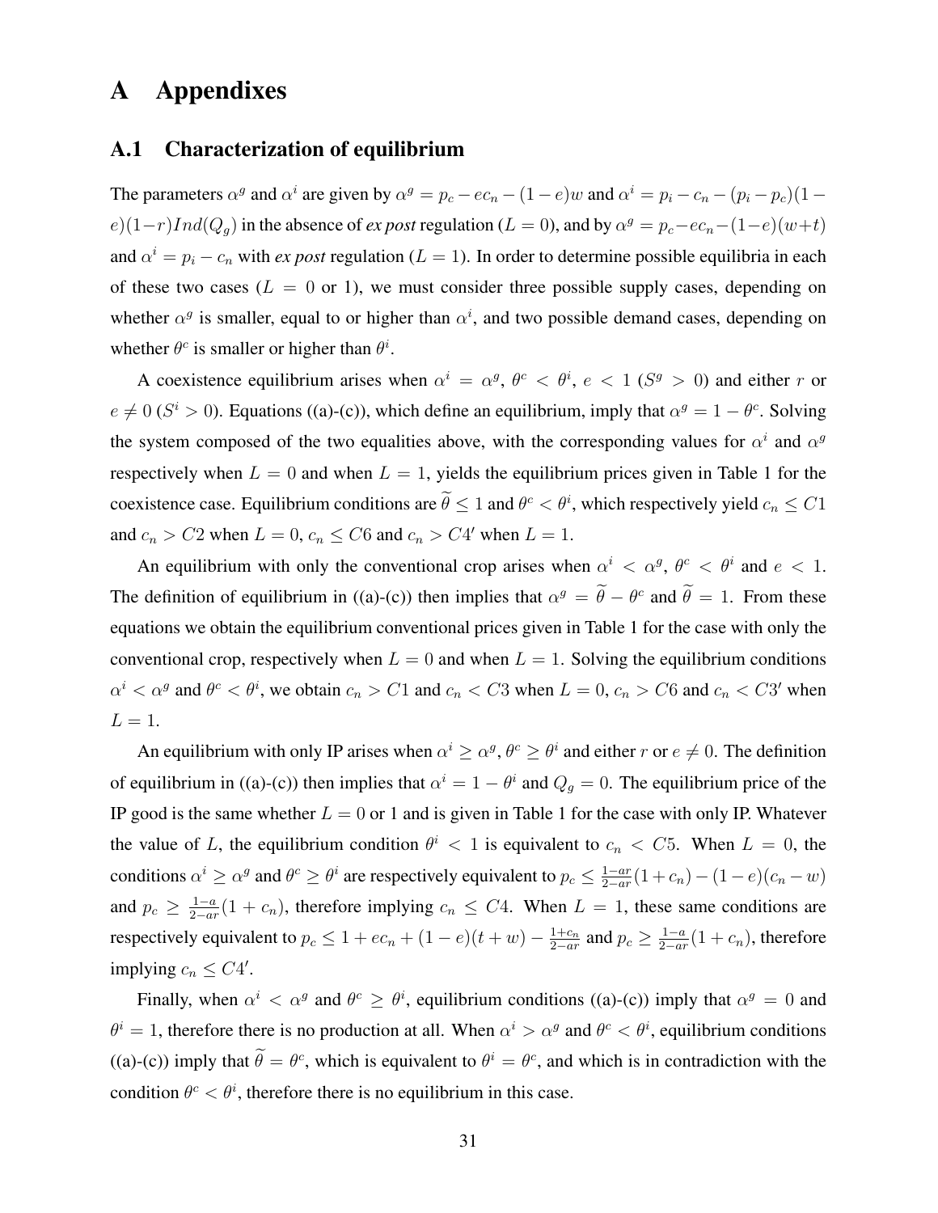# A Appendixes

## A.1 Characterization of equilibrium

The parameters $\alpha^g$ and $\alpha^i$ are given by $\alpha^g = p_c - ec_n - (1-e)w$ and $\alpha^i = p_i - c_n - (p_i - p_c)(1-e)(1-r)Ind(Q_g)$ in the absence of *ex post* regulation ($L = 0$), and by $\alpha^g = p_c - ec_n - (1-e)(w+t)$ and $\alpha^i = p_i - c_n$ with *ex post* regulation ($L = 1$). In order to determine possible equilibria in each of these two cases ($L = 0$ or 1), we must consider three possible supply cases, depending on whether $\alpha^g$ is smaller, equal to or higher than $\alpha^i$, and two possible demand cases, depending on whether $\theta^c$ is smaller or higher than $\theta^i$.

A coexistence equilibrium arises when $\alpha^i = \alpha^g$, $\theta^c < \theta^i$, $e < 1$ ($S^g > 0$) and either $r$ or $e \neq 0$ ($S^i > 0$). Equations ((a)-(c)), which define an equilibrium, imply that $\alpha^g = 1 - \theta^c$. Solving the system composed of the two equalities above, with the corresponding values for $\alpha^i$ and $\alpha^g$ respectively when $L = 0$ and when $L = 1$, yields the equilibrium prices given in Table 1 for the coexistence case. Equilibrium conditions are $\widetilde{\theta} \leq 1$ and $\theta^c < \theta^i$, which respectively yield $c_n \leq C1$ and $c_n > C2$ when $L = 0$, $c_n \leq C6$ and $c_n > C4'$ when $L = 1$.

An equilibrium with only the conventional crop arises when $\alpha^i < \alpha^g$, $\theta^c < \theta^i$ and $e < 1$. The definition of equilibrium in ((a)-(c)) then implies that $\alpha^g = \widetilde{\theta} - \theta^c$ and $\widetilde{\theta} = 1$. From these equations we obtain the equilibrium conventional prices given in Table 1 for the case with only the conventional crop, respectively when $L = 0$ and when $L = 1$. Solving the equilibrium conditions $\alpha^i < \alpha^g$ and $\theta^c < \theta^i$, we obtain $c_n > C1$ and $c_n < C3$ when $L = 0$, $c_n > C6$ and $c_n < C3'$ when $L = 1$.

An equilibrium with only IP arises when $\alpha^i \geq \alpha^g$, $\theta^c \geq \theta^i$ and either $r$ or $e \neq 0$. The definition of equilibrium in ((a)-(c)) then implies that $\alpha^i = 1 - \theta^i$ and $Q_g = 0$. The equilibrium price of the IP good is the same whether $L = 0$ or 1 and is given in Table 1 for the case with only IP. Whatever the value of $L$, the equilibrium condition $\theta^i < 1$ is equivalent to $c_n < C5$. When $L = 0$, the conditions $\alpha^i \geq \alpha^g$ and $\theta^c \geq \theta^i$ are respectively equivalent to $p_c \leq \frac{1-ar}{2-ar}(1+c_n) - (1-e)(c_n - w)$ and $p_c \geq \frac{1-a}{2-ar}(1+c_n)$, therefore implying $c_n \leq C4$. When $L = 1$, these same conditions are respectively equivalent to $p_c \leq 1 + ec_n + (1-e)(t+w) - \frac{1+c_n}{2-ar}$ and $p_c \geq \frac{1-a}{2-ar}(1+c_n)$, therefore implying $c_n \leq C4'$.

Finally, when $\alpha^i < \alpha^g$ and $\theta^c \geq \theta^i$, equilibrium conditions ((a)-(c)) imply that $\alpha^g = 0$ and $\theta^i = 1$, therefore there is no production at all. When $\alpha^i > \alpha^g$ and $\theta^c < \theta^i$, equilibrium conditions ((a)-(c)) imply that $\widetilde{\theta} = \theta^c$, which is equivalent to $\theta^i = \theta^c$, and which is in contradiction with the condition $\theta^c < \theta^i$, therefore there is no equilibrium in this case.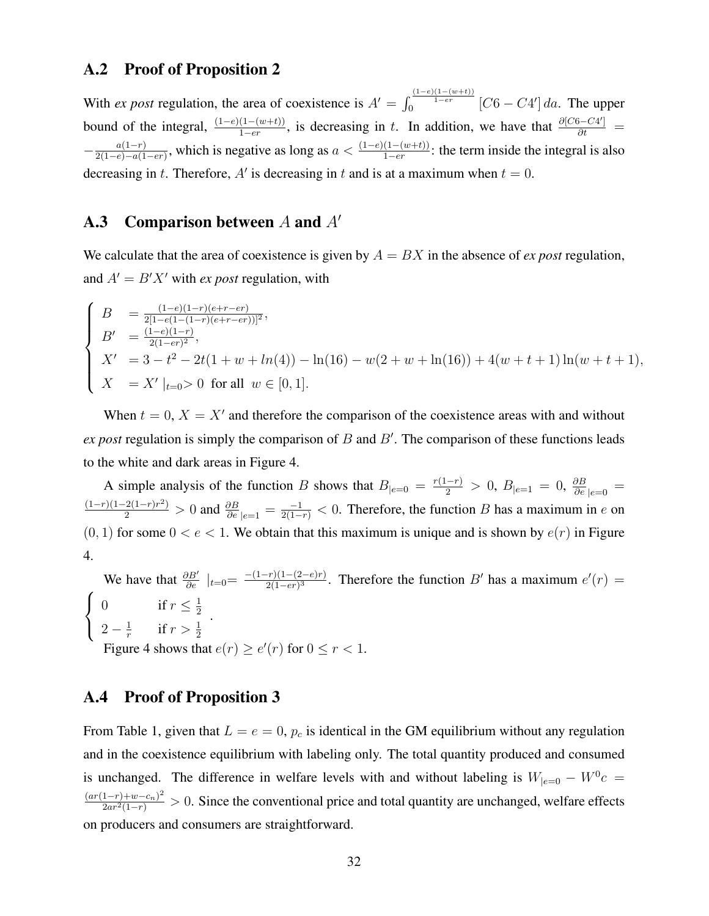## A.2 Proof of Proposition 2

With *ex post* regulation, the area of coexistence is $A' = \int_0^{\frac{(1-e)(1-(w+t))}{1-er}} [C6 - C4'] \, da$. The upper bound of the integral, $\frac{(1-e)(1-(w+t))}{1-er}$, is decreasing in $t$. In addition, we have that $\frac{\partial [C6-C4']}{\partial t} = -\frac{a(1-r)}{2(1-e)-a(1-er)}$, which is negative as long as $a < \frac{(1-e)(1-(w+t))}{1-er}$: the term inside the integral is also decreasing in $t$. Therefore, $A'$ is decreasing in $t$ and is at a maximum when $t = 0$.

## A.3 Comparison between $A$ and $A'$

We calculate that the area of coexistence is given by $A = BX$ in the absence of *ex post* regulation, and $A' = B'X'$ with *ex post* regulation, with

$$
\begin{cases}
B &= \frac{(1-e)(1-r)(e+r-er)}{2[1-e(1-(1-r)(e+r-er))]^2}, \\
B' &= \frac{(1-e)(1-r)}{2(1-er)^2}, \\
X' &= 3 - t^2 - 2t(1+w+ln(4)) - \ln(16) - w(2+w+\ln(16)) + 4(w+t+1)\ln(w+t+1), \\
X &= X' \mid_{t=0} > 0 \ \text{ for all } \ w \in [0,1].
\end{cases}
$$

When $t = 0$, $X = X'$ and therefore the comparison of the coexistence areas with and without *ex post* regulation is simply the comparison of $B$ and $B'$. The comparison of these functions leads to the white and dark areas in Figure 4.

A simple analysis of the function $B$ shows that $B_{|e=0} = \frac{r(1-r)}{2} > 0$, $B_{|e=1} = 0$, $\frac{\partial B}{\partial e}_{|e=0} = \frac{(1-r)(1-2(1-r)r^2)}{2} > 0$ and $\frac{\partial B}{\partial e}_{|e=1} = \frac{-1}{2(1-r)} < 0$. Therefore, the function $B$ has a maximum in $e$ on $(0,1)$ for some $0 < e < 1$. We obtain that this maximum is unique and is shown by $e(r)$ in Figure 4.

We have that $\frac{\partial B'}{\partial e} \mid_{t=0} = \frac{-(1-r)(1-(2-e)r)}{2(1-er)^3}$. Therefore the function $B'$ has a maximum $e'(r) = \begin{cases} 0 & \text{if } r \leq \frac{1}{2} \\ 2 - \frac{1}{r} & \text{if } r > \frac{1}{2} \end{cases}$.

Figure 4 shows that $e(r) \geq e'(r)$ for $0 \leq r < 1$.

## A.4 Proof of Proposition 3

From Table 1, given that $L = e = 0$, $p_c$ is identical in the GM equilibrium without any regulation and in the coexistence equilibrium with labeling only. The total quantity produced and consumed is unchanged. The difference in welfare levels with and without labeling is $W_{|e=0} - W^0c = \frac{(ar(1-r)+w-c_n)^2}{2ar^2(1-r)} > 0$. Since the conventional price and total quantity are unchanged, welfare effects on producers and consumers are straightforward.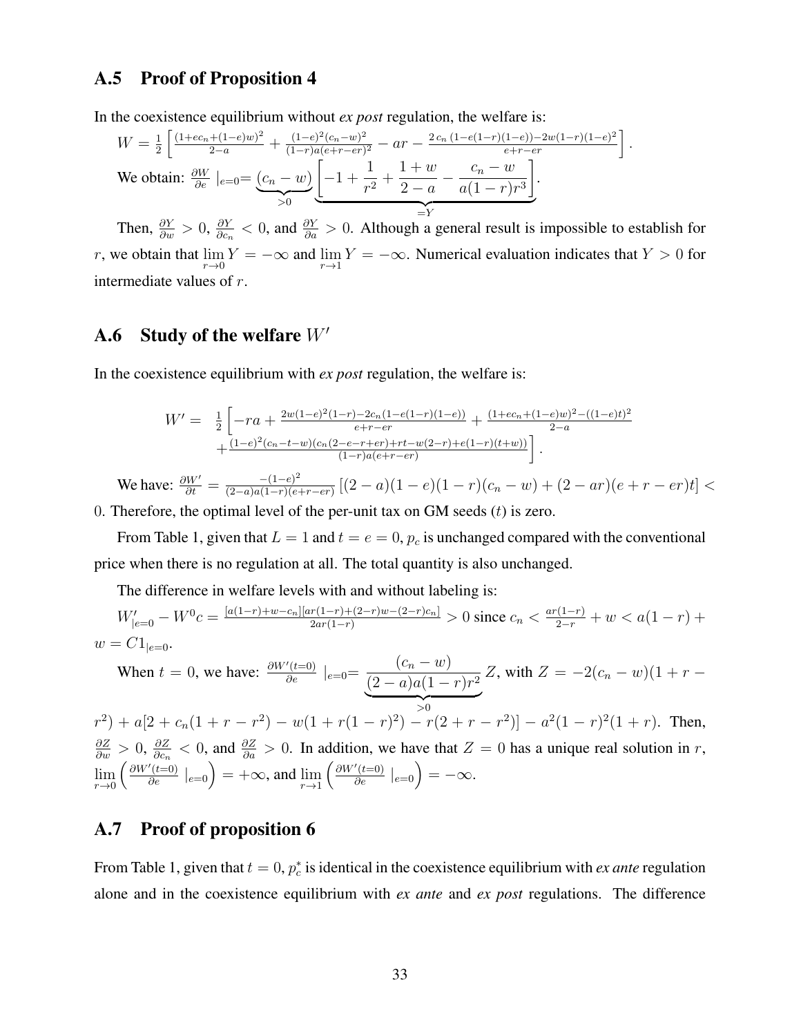## A.5 Proof of Proposition 4

In the coexistence equilibrium without *ex post* regulation, the welfare is:

$$W = \frac{1}{2}\left[\frac{(1+ec_n+(1-e)w)^2}{2-a} + \frac{(1-e)^2(c_n-w)^2}{(1-r)a(e+r-er)^2} - ar - \frac{2\,c_n\,(1-e(1-r)(1-e)) - 2w(1-r)(1-e)^2}{e+r-er}\right].$$

We obtain: $\frac{\partial W}{\partial e}\mid_{e=0} = \underbrace{(c_n - w)}_{>0}\underbrace{\left[-1 + \frac{1}{r^2} + \frac{1+w}{2-a} - \frac{c_n - w}{a(1-r)r^3}\right]}_{=Y}$.

Then, $\frac{\partial Y}{\partial w} > 0$, $\frac{\partial Y}{\partial c_n} < 0$, and $\frac{\partial Y}{\partial a} > 0$. Although a general result is impossible to establish for $r$, we obtain that $\lim_{r\to 0} Y = -\infty$ and $\lim_{r\to 1} Y = -\infty$. Numerical evaluation indicates that $Y > 0$ for intermediate values of $r$.

## A.6 Study of the welfare $W'$

In the coexistence equilibrium with *ex post* regulation, the welfare is:

$$\begin{aligned} W' = \ & \frac{1}{2}\left[-ra + \frac{2w(1-e)^2(1-r) - 2c_n(1-e(1-r)(1-e))}{e+r-er} + \frac{(1+ec_n+(1-e)w)^2 - ((1-e)t)^2}{2-a}\right. \\ & \left. + \frac{(1-e)^2(c_n-t-w)(c_n(2-e-r+er)+rt-w(2-r)+e(1-r)(t+w))}{(1-r)a(e+r-er)}\right]. \end{aligned}$$

We have: $\frac{\partial W'}{\partial t} = \frac{-(1-e)^2}{(2-a)a(1-r)(e+r-er)}\left[(2-a)(1-e)(1-r)(c_n-w) + (2-ar)(e+r-er)t\right] < 0$. Therefore, the optimal level of the per-unit tax on GM seeds ($t$) is zero.

From Table 1, given that $L = 1$ and $t = e = 0$, $p_c$ is unchanged compared with the conventional price when there is no regulation at all. The total quantity is also unchanged.

The difference in welfare levels with and without labeling is:

$W'_{|e=0} - W^0c = \frac{[a(1-r)+w-c_n][ar(1-r)+(2-r)w-(2-r)c_n]}{2ar(1-r)} > 0$ since $c_n < \frac{ar(1-r)}{2-r} + w < a(1-r) + w = C1_{|e=0}$.

When $t = 0$, we have: $\frac{\partial W'(t=0)}{\partial e}\mid_{e=0} = \underbrace{\frac{(c_n - w)}{(2-a)a(1-r)r^2}}_{>0} Z$, with $Z = -2(c_n - w)(1 + r - r^2) + a[2 + c_n(1 + r - r^2) - w(1 + r(1-r)^2) - r(2 + r - r^2)] - a^2(1-r)^2(1+r)$. Then, $\frac{\partial Z}{\partial w} > 0$, $\frac{\partial Z}{\partial c_n} < 0$, and $\frac{\partial Z}{\partial a} > 0$. In addition, we have that $Z = 0$ has a unique real solution in $r$, $\lim_{r\to 0}\left(\frac{\partial W'(t=0)}{\partial e}\mid_{e=0}\right) = +\infty$, and $\lim_{r\to 1}\left(\frac{\partial W'(t=0)}{\partial e}\mid_{e=0}\right) = -\infty$.

## A.7 Proof of proposition 6

From Table 1, given that $t = 0$, $p_c^*$ is identical in the coexistence equilibrium with *ex ante* regulation alone and in the coexistence equilibrium with *ex ante* and *ex post* regulations. The difference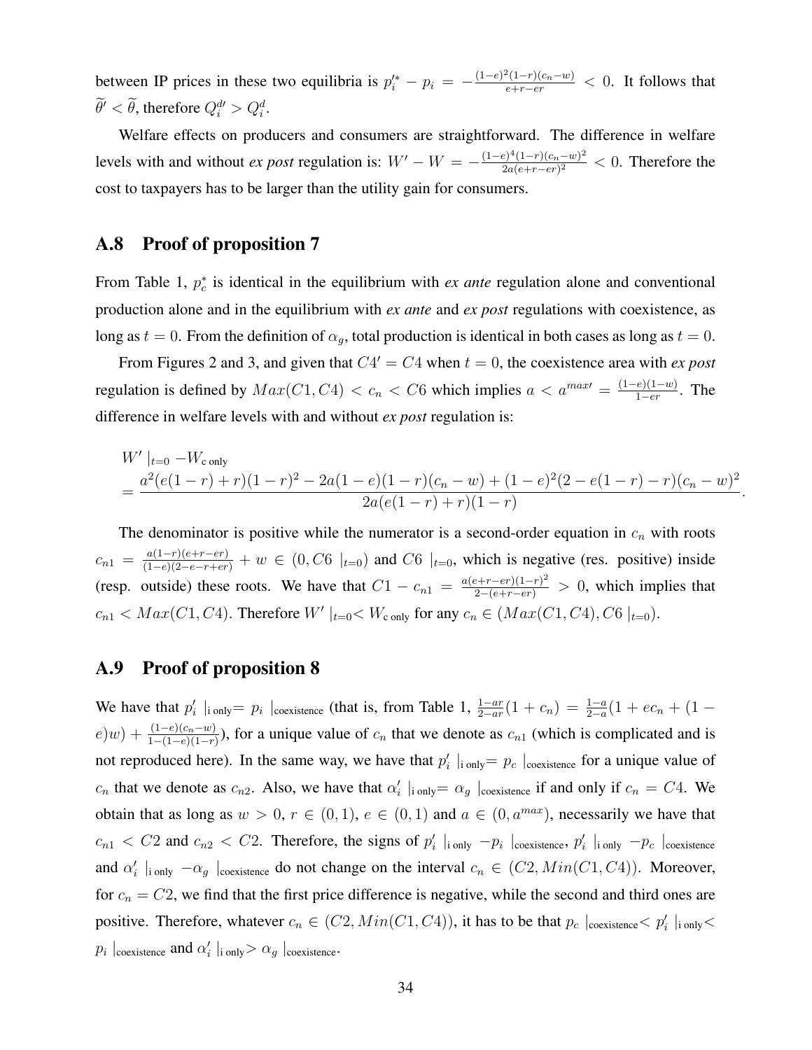between IP prices in these two equilibria is $p_i'^* - p_i = -\frac{(1-e)^2(1-r)(c_n-w)}{e+r-er} < 0$. It follows that $\widetilde{\theta}' < \widetilde{\theta}$, therefore $Q_i^{d\prime} > Q_i^d$.

Welfare effects on producers and consumers are straightforward. The difference in welfare levels with and without *ex post* regulation is: $W' - W = -\frac{(1-e)^4(1-r)(c_n-w)^2}{2a(e+r-er)^2} < 0$. Therefore the cost to taxpayers has to be larger than the utility gain for consumers.

## A.8 Proof of proposition 7

From Table 1, $p_c^*$ is identical in the equilibrium with *ex ante* regulation alone and conventional production alone and in the equilibrium with *ex ante* and *ex post* regulations with coexistence, as long as $t = 0$. From the definition of $\alpha_g$, total production is identical in both cases as long as $t = 0$.

From Figures 2 and 3, and given that $C4' = C4$ when $t = 0$, the coexistence area with *ex post* regulation is defined by $Max(C1, C4) < c_n < C6$ which implies $a < a^{max\prime} = \frac{(1-e)(1-w)}{1-er}$. The difference in welfare levels with and without *ex post* regulation is:

$$
\begin{aligned}
&W' \mid_{t=0} - W_{\text{c only}} \\
&= \frac{a^2(e(1-r)+r)(1-r)^2 - 2a(1-e)(1-r)(c_n-w) + (1-e)^2(2-e(1-r)-r)(c_n-w)^2}{2a(e(1-r)+r)(1-r)}.
\end{aligned}
$$

The denominator is positive while the numerator is a second-order equation in $c_n$ with roots $c_{n1} = \frac{a(1-r)(e+r-er)}{(1-e)(2-e-r+er)} + w \in (0, C6\mid_{t=0})$ and $C6\mid_{t=0}$, which is negative (res. positive) inside (resp. outside) these roots. We have that $C1 - c_{n1} = \frac{a(e+r-er)(1-r)^2}{2-(e+r-er)} > 0$, which implies that $c_{n1} < Max(C1, C4)$. Therefore $W' \mid_{t=0} < W_{\text{c only}}$ for any $c_n \in (Max(C1, C4), C6\mid_{t=0})$.

## A.9 Proof of proposition 8

We have that $p_i' \mid_{\text{i only}} = p_i \mid_{\text{coexistence}}$ (that is, from Table 1, $\frac{1-ar}{2-ar}(1+c_n) = \frac{1-a}{2-a}(1 + ec_n + (1-e)w) + \frac{(1-e)(c_n-w)}{1-(1-e)(1-r)}$), for a unique value of $c_n$ that we denote as $c_{n1}$ (which is complicated and is not reproduced here). In the same way, we have that $p_i' \mid_{\text{i only}} = p_c \mid_{\text{coexistence}}$ for a unique value of $c_n$ that we denote as $c_{n2}$. Also, we have that $\alpha_i' \mid_{\text{i only}} = \alpha_g \mid_{\text{coexistence}}$ if and only if $c_n = C4$. We obtain that as long as $w > 0$, $r \in (0,1)$, $e \in (0,1)$ and $a \in (0, a^{max})$, necessarily we have that $c_{n1} < C2$ and $c_{n2} < C2$. Therefore, the signs of $p_i' \mid_{\text{i only}} - p_i \mid_{\text{coexistence}}$, $p_i' \mid_{\text{i only}} - p_c \mid_{\text{coexistence}}$ and $\alpha_i' \mid_{\text{i only}} - \alpha_g \mid_{\text{coexistence}}$ do not change on the interval $c_n \in (C2, Min(C1, C4))$. Moreover, for $c_n = C2$, we find that the first price difference is negative, while the second and third ones are positive. Therefore, whatever $c_n \in (C2, Min(C1, C4))$, it has to be that $p_c \mid_{\text{coexistence}} < p_i' \mid_{\text{i only}} < p_i \mid_{\text{coexistence}}$ and $\alpha_i' \mid_{\text{i only}} > \alpha_g \mid_{\text{coexistence}}$.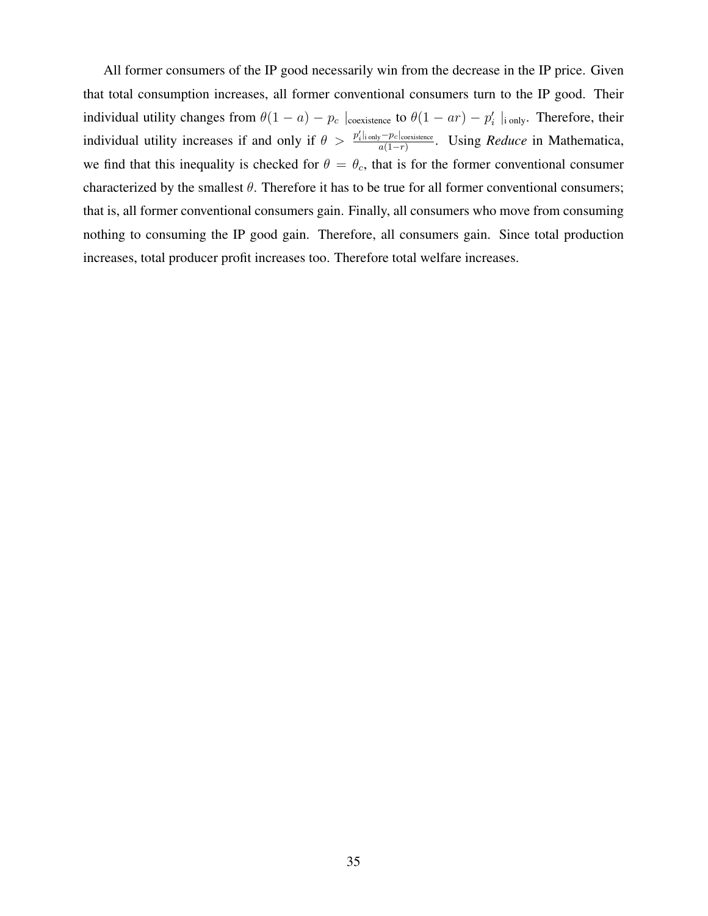All former consumers of the IP good necessarily win from the decrease in the IP price. Given that total consumption increases, all former conventional consumers turn to the IP good. Their individual utility changes from $\theta(1-a) - p_c \mid_{\text{coexistence}}$ to $\theta(1-ar) - p_i' \mid_{\text{i only}}$. Therefore, their individual utility increases if and only if $\theta > \frac{p_i'|_{\text{i only}} - p_c|_{\text{coexistence}}}{a(1-r)}$. Using *Reduce* in Mathematica, we find that this inequality is checked for $\theta = \theta_c$, that is for the former conventional consumer characterized by the smallest $\theta$. Therefore it has to be true for all former conventional consumers; that is, all former conventional consumers gain. Finally, all consumers who move from consuming nothing to consuming the IP good gain. Therefore, all consumers gain. Since total production increases, total producer profit increases too. Therefore total welfare increases.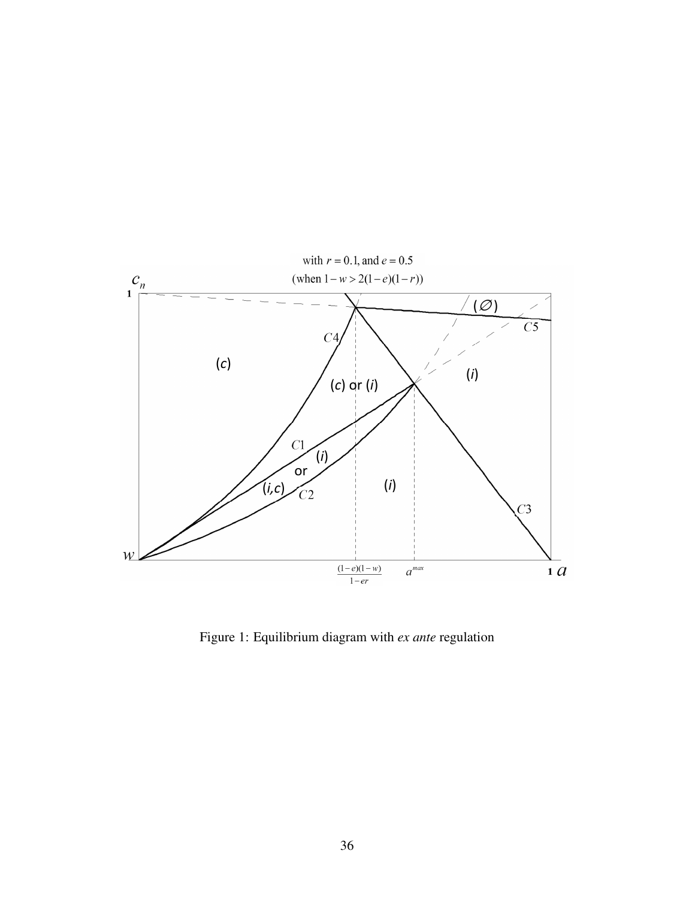with $r = 0.1$, and $e = 0.5$

(when $1 - w > 2(1-e)(1-r)$)

Figure 1: Equilibrium diagram with *ex ante* regulation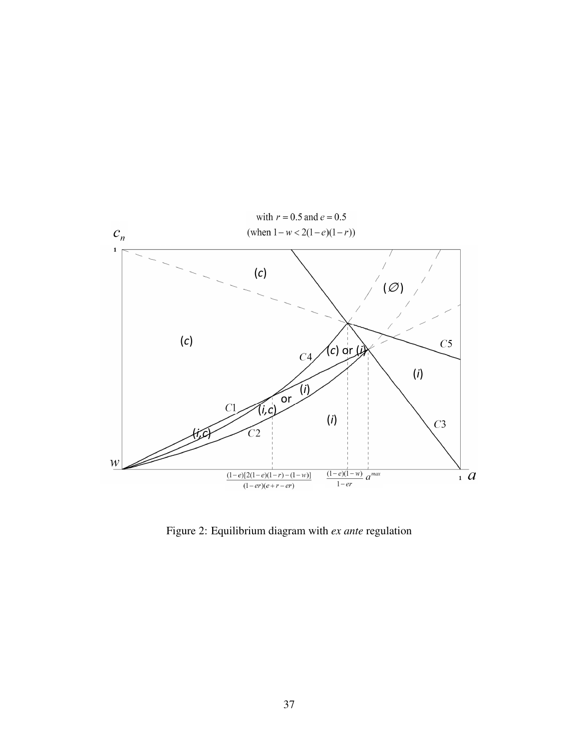Figure 2: Equilibrium diagram with *ex ante* regulation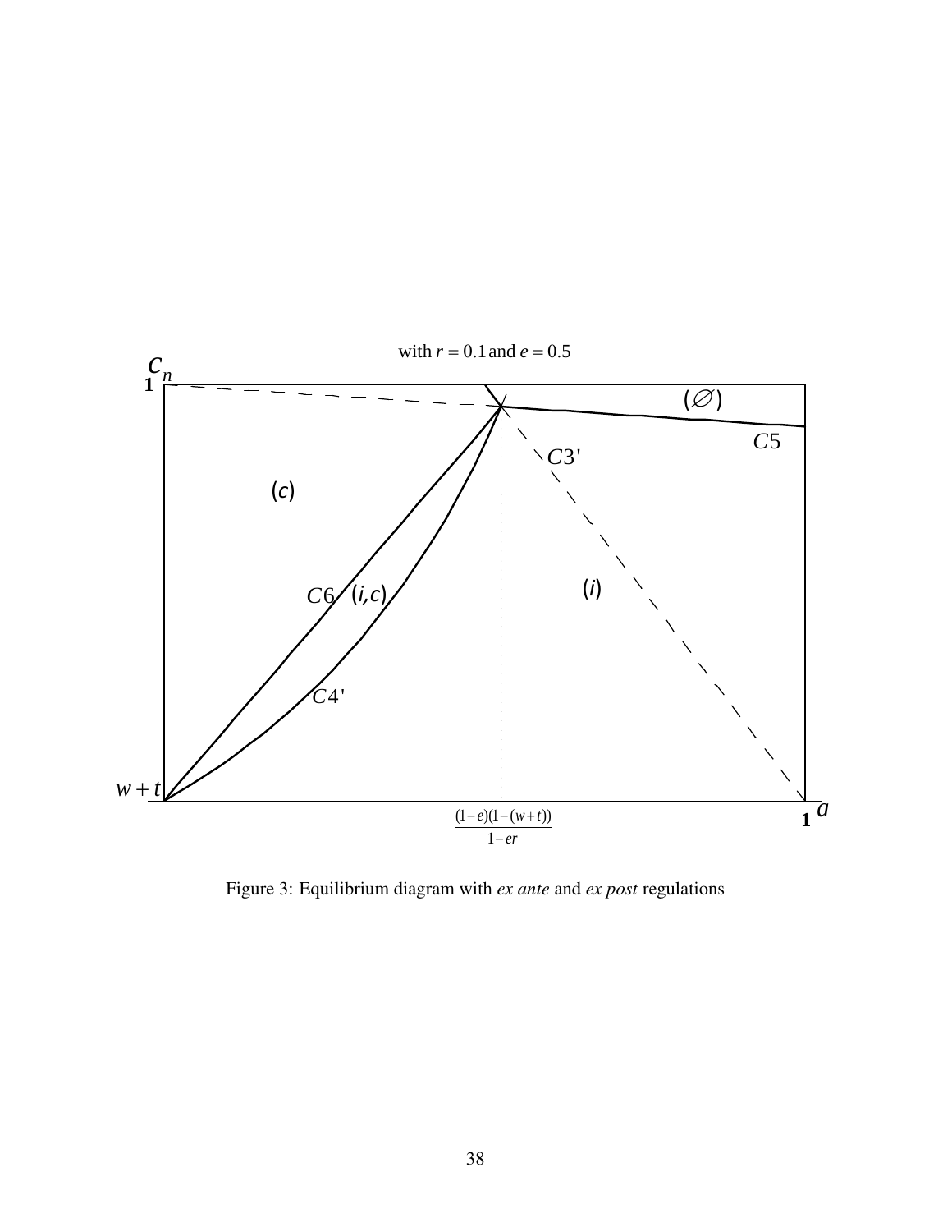with $r = 0.1$ and $e = 0.5$

$c_n$

$1$

$(\varnothing)$

$C5$

$C3'$

$(c)$

$C6$ $(i,c)$

$(i)$

$C4'$

$w+t$

$\frac{(1-e)(1-(w+t))}{1-er}$

$1$ $a$

Figure 3: Equilibrium diagram with *ex ante* and *ex post* regulations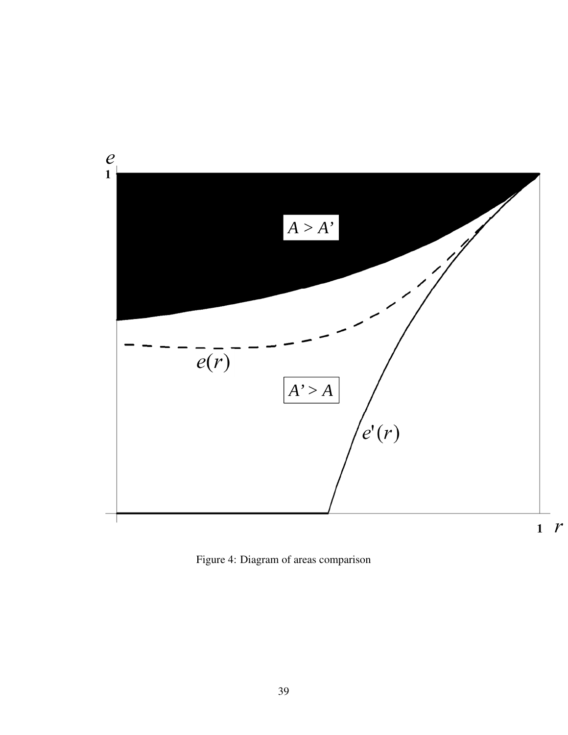$e$

1

$A > A'$

$e(r)$

$A' > A$

$e'(r)$

1 $r$

Figure 4: Diagram of areas comparison